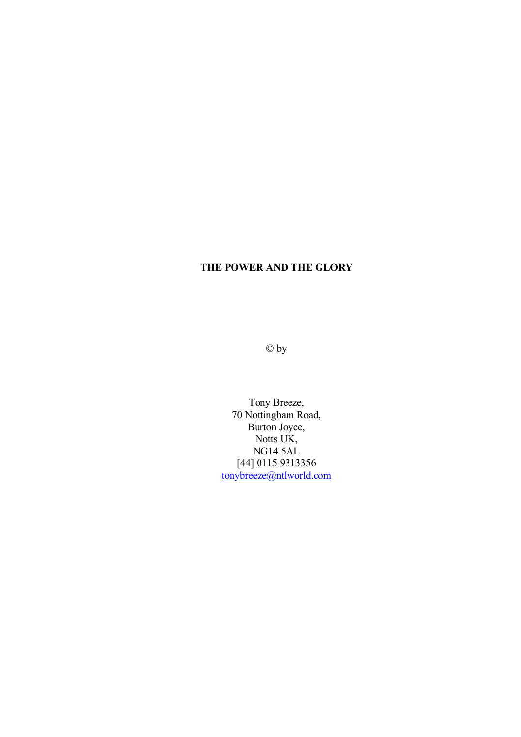# THE POWER AND THE GLORY

© by

Tony Breeze,  
70 Nottingham Road,  
Burton Joyce,  
Notts UK,  
NG14 5AL  
[44] 0115 9313356  
tonybreeze@ntlworld.com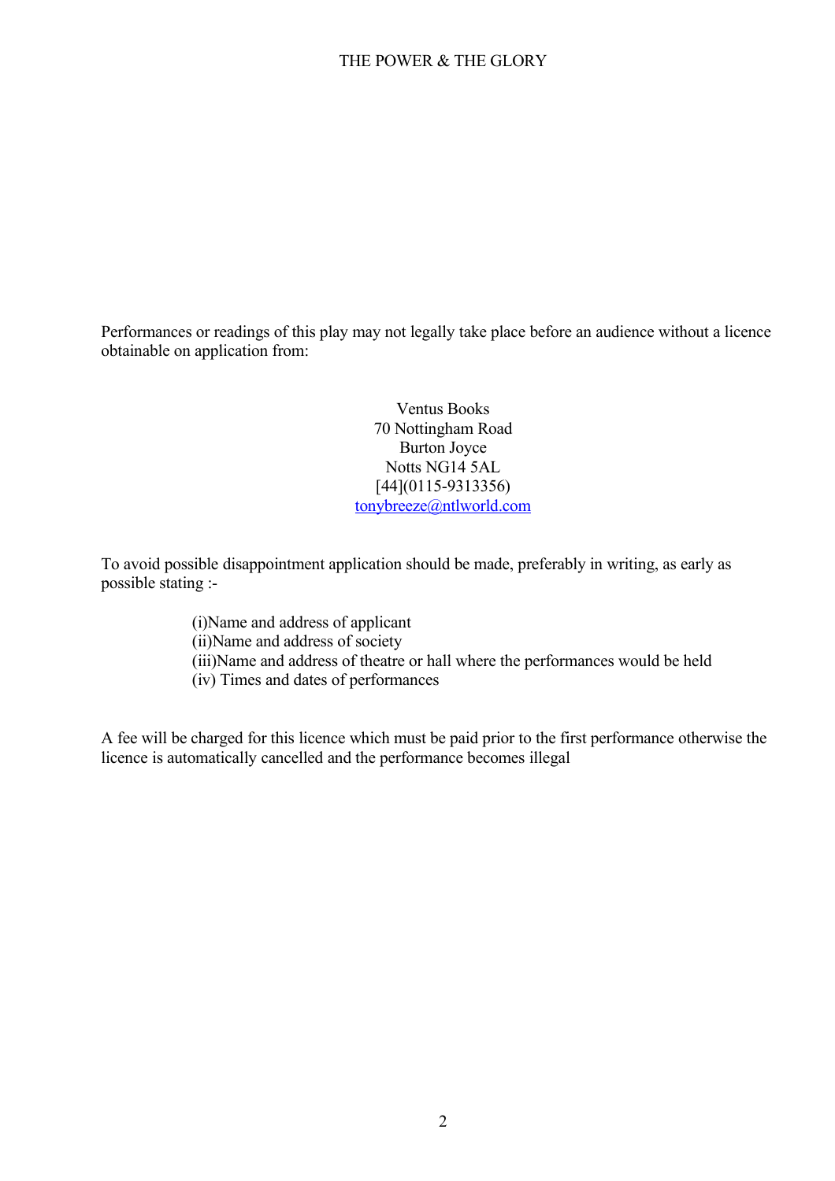Performances or readings of this play may not legally take place before an audience without a licence obtainable on application from:

Ventus Books  
70 Nottingham Road  
Burton Joyce  
Notts NG14 5AL  
[44](0115-9313356)  
tonybreeze@ntlworld.com

To avoid possible disappointment application should be made, preferably in writing, as early as possible stating :-

(i)Name and address of applicant  
(ii)Name and address of society  
(iii)Name and address of theatre or hall where the performances would be held  
(iv) Times and dates of performances

A fee will be charged for this licence which must be paid prior to the first performance otherwise the licence is automatically cancelled and the performance becomes illegal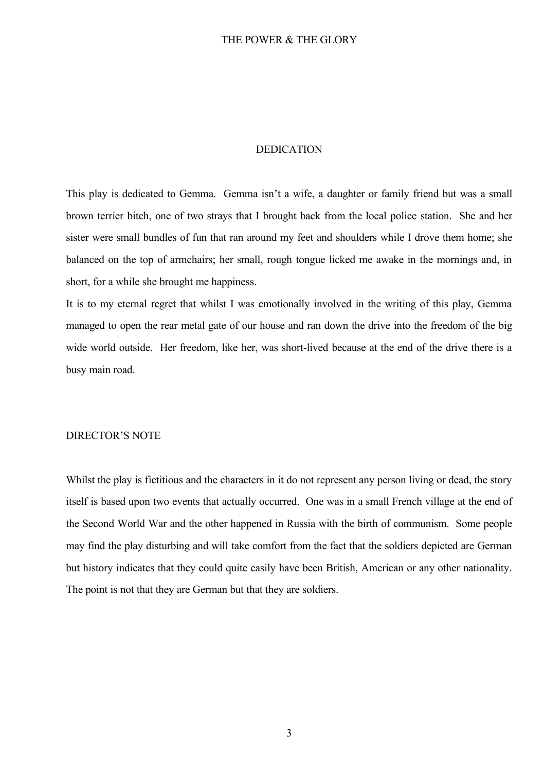## DEDICATION

This play is dedicated to Gemma. Gemma isn't a wife, a daughter or family friend but was a small brown terrier bitch, one of two strays that I brought back from the local police station. She and her sister were small bundles of fun that ran around my feet and shoulders while I drove them home; she balanced on the top of armchairs; her small, rough tongue licked me awake in the mornings and, in short, for a while she brought me happiness.

It is to my eternal regret that whilst I was emotionally involved in the writing of this play, Gemma managed to open the rear metal gate of our house and ran down the drive into the freedom of the big wide world outside. Her freedom, like her, was short-lived because at the end of the drive there is a busy main road.

## DIRECTOR'S NOTE

Whilst the play is fictitious and the characters in it do not represent any person living or dead, the story itself is based upon two events that actually occurred. One was in a small French village at the end of the Second World War and the other happened in Russia with the birth of communism. Some people may find the play disturbing and will take comfort from the fact that the soldiers depicted are German but history indicates that they could quite easily have been British, American or any other nationality. The point is not that they are German but that they are soldiers.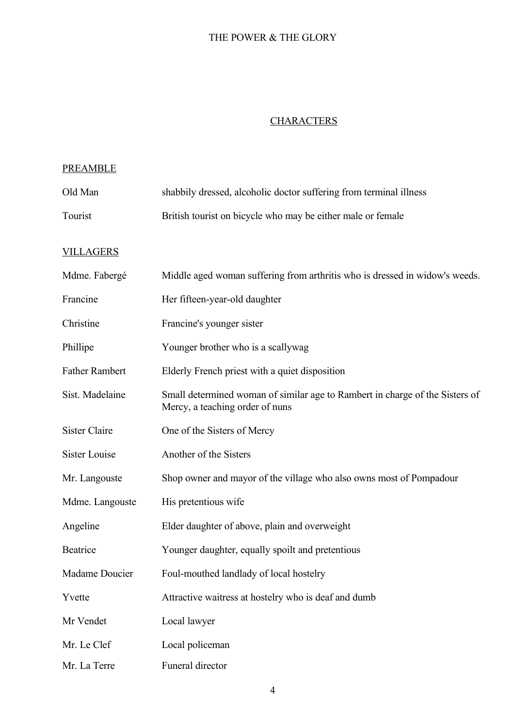## CHARACTERS

### PREAMBLE

| | |
|---|---|
| Old Man | shabbily dressed, alcoholic doctor suffering from terminal illness |
| Tourist | British tourist on bicycle who may be either male or female |

### VILLAGERS

| | |
|---|---|
| Mdme. Fabergé | Middle aged woman suffering from arthritis who is dressed in widow's weeds. |
| Francine | Her fifteen-year-old daughter |
| Christine | Francine's younger sister |
| Phillipe | Younger brother who is a scallywag |
| Father Rambert | Elderly French priest with a quiet disposition |
| Sist. Madelaine | Small determined woman of similar age to Rambert in charge of the Sisters of Mercy, a teaching order of nuns |
| Sister Claire | One of the Sisters of Mercy |
| Sister Louise | Another of the Sisters |
| Mr. Langouste | Shop owner and mayor of the village who also owns most of Pompadour |
| Mdme. Langouste | His pretentious wife |
| Angeline | Elder daughter of above, plain and overweight |
| Beatrice | Younger daughter, equally spoilt and pretentious |
| Madame Doucier | Foul-mouthed landlady of local hostelry |
| Yvette | Attractive waitress at hostelry who is deaf and dumb |
| Mr Vendet | Local lawyer |
| Mr. Le Clef | Local policeman |
| Mr. La Terre | Funeral director |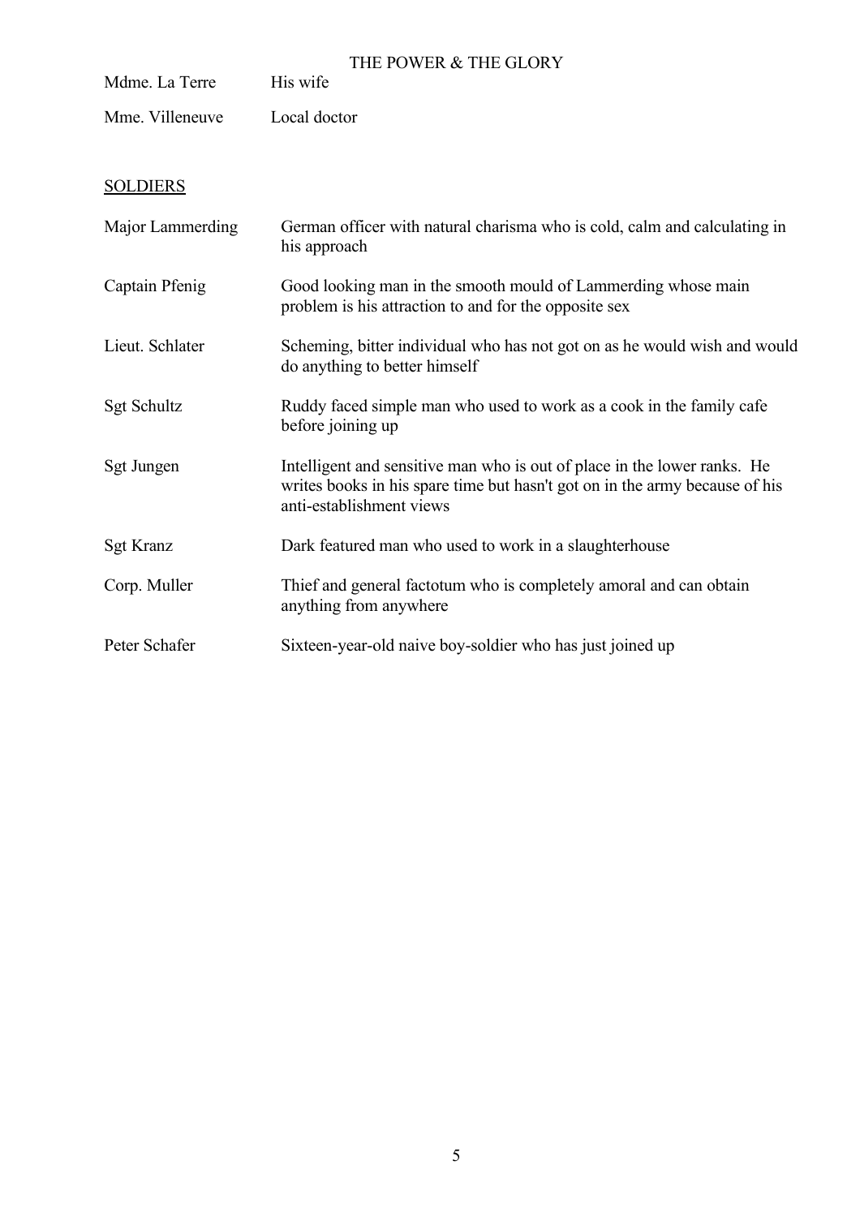| | |
|---|---|
| Mdme. La Terre | His wife |
| Mme. Villeneuve | Local doctor |

<u>SOLDIERS</u>

| | |
|---|---|
| Major Lammerding | German officer with natural charisma who is cold, calm and calculating in his approach |
| Captain Pfenig | Good looking man in the smooth mould of Lammerding whose main problem is his attraction to and for the opposite sex |
| Lieut. Schlater | Scheming, bitter individual who has not got on as he would wish and would do anything to better himself |
| Sgt Schultz | Ruddy faced simple man who used to work as a cook in the family cafe before joining up |
| Sgt Jungen | Intelligent and sensitive man who is out of place in the lower ranks. He writes books in his spare time but hasn't got on in the army because of his anti-establishment views |
| Sgt Kranz | Dark featured man who used to work in a slaughterhouse |
| Corp. Muller | Thief and general factotum who is completely amoral and can obtain anything from anywhere |
| Peter Schafer | Sixteen-year-old naive boy-soldier who has just joined up |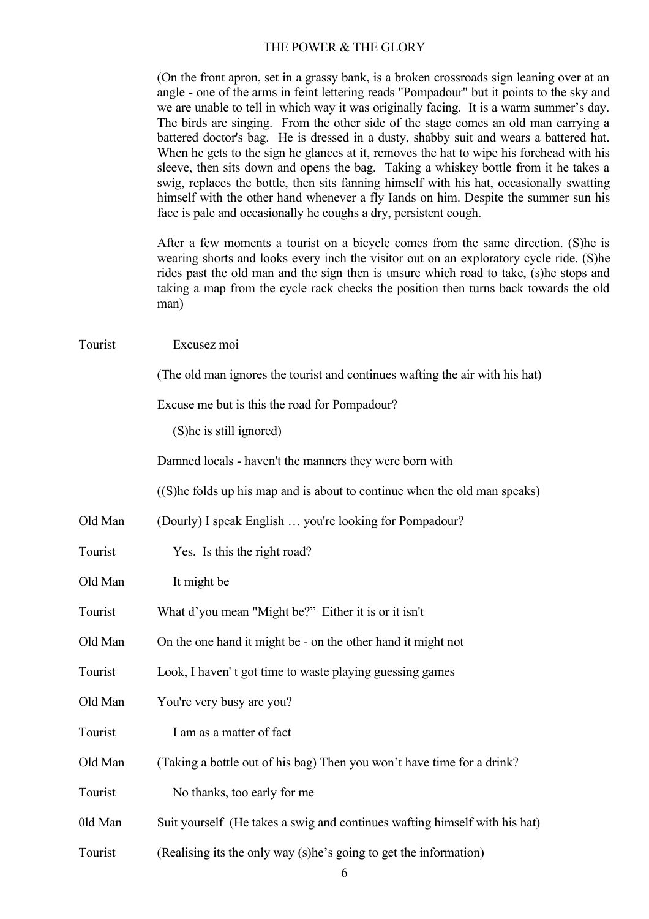(On the front apron, set in a grassy bank, is a broken crossroads sign leaning over at an angle - one of the arms in feint lettering reads "Pompadour" but it points to the sky and we are unable to tell in which way it was originally facing. It is a warm summer's day. The birds are singing. From the other side of the stage comes an old man carrying a battered doctor's bag. He is dressed in a dusty, shabby suit and wears a battered hat. When he gets to the sign he glances at it, removes the hat to wipe his forehead with his sleeve, then sits down and opens the bag. Taking a whiskey bottle from it he takes a swig, replaces the bottle, then sits fanning himself with his hat, occasionally swatting himself with the other hand whenever a fly Iands on him. Despite the summer sun his face is pale and occasionally he coughs a dry, persistent cough.

After a few moments a tourist on a bicycle comes from the same direction. (S)he is wearing shorts and looks every inch the visitor out on an exploratory cycle ride. (S)he rides past the old man and the sign then is unsure which road to take, (s)he stops and taking a map from the cycle rack checks the position then turns back towards the old man)

Tourist Excusez moi

(The old man ignores the tourist and continues wafting the air with his hat)

Excuse me but is this the road for Pompadour?

(S)he is still ignored)

Damned locals - haven't the manners they were born with

((S)he folds up his map and is about to continue when the old man speaks)

Old Man (Dourly) I speak English … you're looking for Pompadour?

Tourist Yes. Is this the right road?

Old Man It might be

Tourist What d'you mean "Might be?" Either it is or it isn't

Old Man On the one hand it might be - on the other hand it might not

Tourist Look, I haven' t got time to waste playing guessing games

Old Man You're very busy are you?

Tourist I am as a matter of fact

Old Man (Taking a bottle out of his bag) Then you won't have time for a drink?

Tourist No thanks, too early for me

0ld Man Suit yourself (He takes a swig and continues wafting himself with his hat)

Tourist (Realising its the only way (s)he's going to get the information)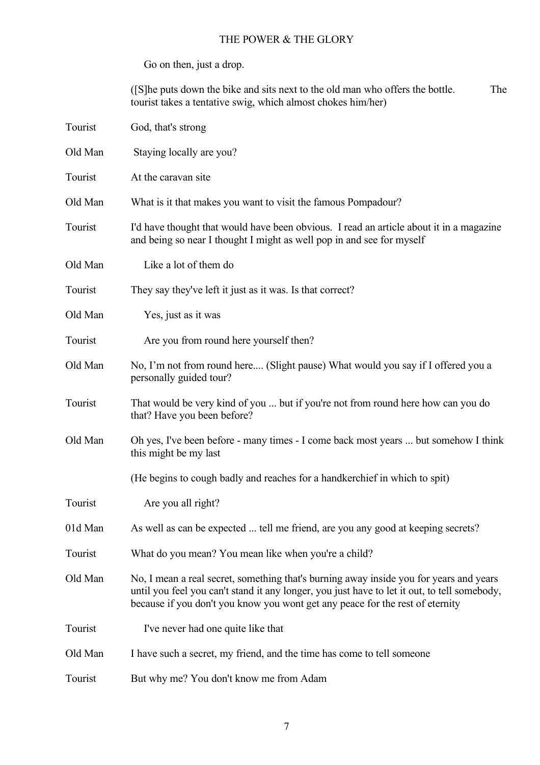Go on then, just a drop.

([S]he puts down the bike and sits next to the old man who offers the bottle. The tourist takes a tentative swig, which almost chokes him/her)

Tourist God, that's strong

Old Man Staying locally are you?

Tourist At the caravan site

Old Man What is it that makes you want to visit the famous Pompadour?

Tourist I'd have thought that would have been obvious. I read an article about it in a magazine and being so near I thought I might as well pop in and see for myself

Old Man Like a lot of them do

Tourist They say they've left it just as it was. Is that correct?

Old Man Yes, just as it was

Tourist Are you from round here yourself then?

Old Man No, I'm not from round here.... (Slight pause) What would you say if I offered you a personally guided tour?

Tourist That would be very kind of you ... but if you're not from round here how can you do that? Have you been before?

Old Man Oh yes, I've been before - many times - I come back most years ... but somehow I think this might be my last

(He begins to cough badly and reaches for a handkerchief in which to spit)

Tourist Are you all right?

01d Man As well as can be expected ... tell me friend, are you any good at keeping secrets?

Tourist What do you mean? You mean like when you're a child?

Old Man No, I mean a real secret, something that's burning away inside you for years and years until you feel you can't stand it any longer, you just have to let it out, to tell somebody, because if you don't you know you wont get any peace for the rest of eternity

Tourist I've never had one quite like that

Old Man I have such a secret, my friend, and the time has come to tell someone

Tourist But why me? You don't know me from Adam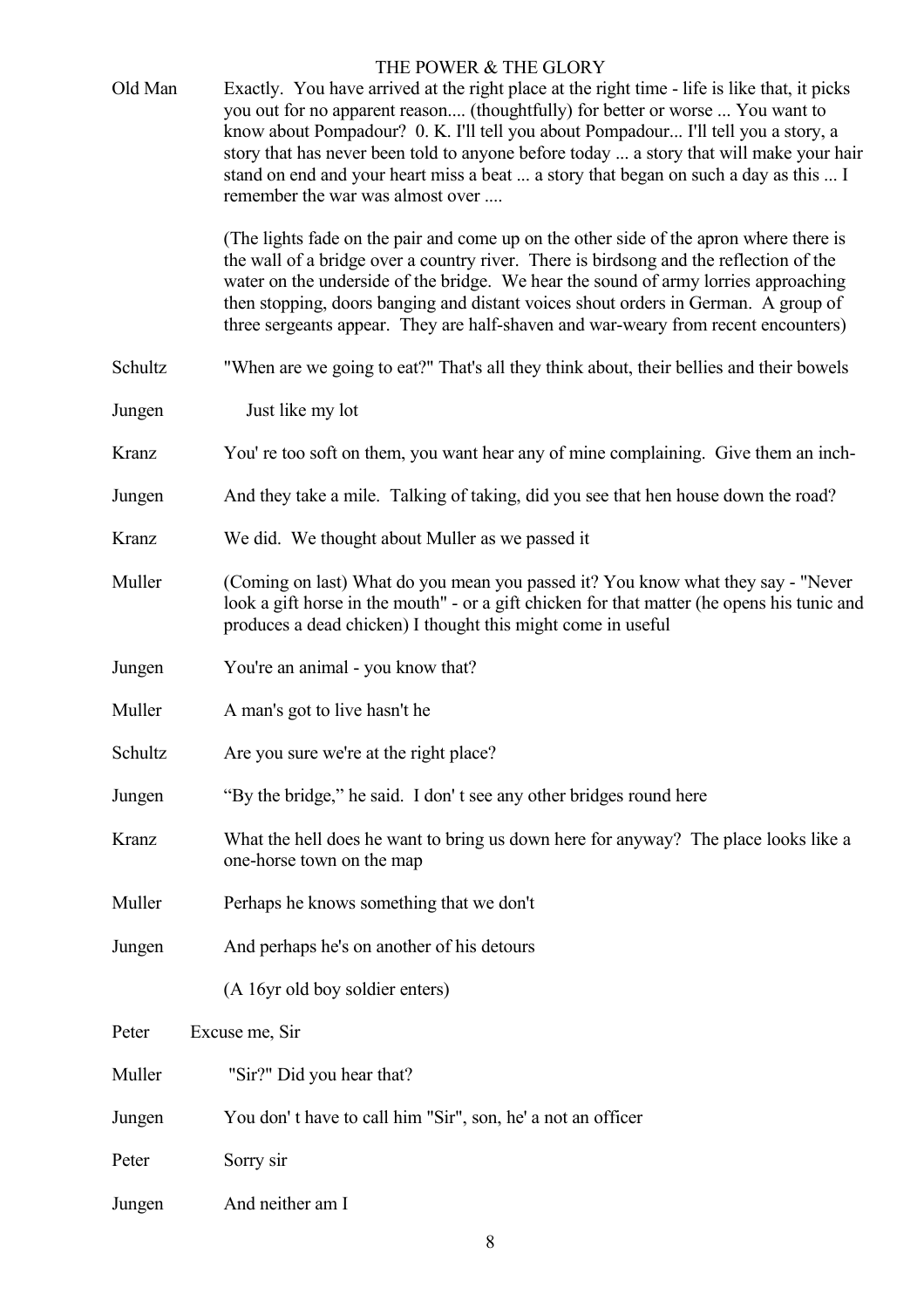**Old Man** Exactly. You have arrived at the right place at the right time - life is like that, it picks you out for no apparent reason.... (thoughtfully) for better or worse ... You want to know about Pompadour? 0. K. I'll tell you about Pompadour... I'll tell you a story, a story that has never been told to anyone before today ... a story that will make your hair stand on end and your heart miss a beat ... a story that began on such a day as this ... I remember the war was almost over ....

(The lights fade on the pair and come up on the other side of the apron where there is the wall of a bridge over a country river. There is birdsong and the reflection of the water on the underside of the bridge. We hear the sound of army lorries approaching then stopping, doors banging and distant voices shout orders in German. A group of three sergeants appear. They are half-shaven and war-weary from recent encounters)

**Schultz** "When are we going to eat?" That's all they think about, their bellies and their bowels

**Jungen** Just like my lot

**Kranz** You' re too soft on them, you want hear any of mine complaining. Give them an inch-

**Jungen** And they take a mile. Talking of taking, did you see that hen house down the road?

**Kranz** We did. We thought about Muller as we passed it

**Muller** (Coming on last) What do you mean you passed it? You know what they say - "Never look a gift horse in the mouth" - or a gift chicken for that matter (he opens his tunic and produces a dead chicken) I thought this might come in useful

**Jungen** You're an animal - you know that?

**Muller** A man's got to live hasn't he

**Schultz** Are you sure we're at the right place?

**Jungen** "By the bridge," he said. I don' t see any other bridges round here

**Kranz** What the hell does he want to bring us down here for anyway? The place looks like a one-horse town on the map

**Muller** Perhaps he knows something that we don't

**Jungen** And perhaps he's on another of his detours

(A 16yr old boy soldier enters)

**Peter** Excuse me, Sir

**Muller** "Sir?" Did you hear that?

**Jungen** You don' t have to call him "Sir", son, he' a not an officer

**Peter** Sorry sir

**Jungen** And neither am I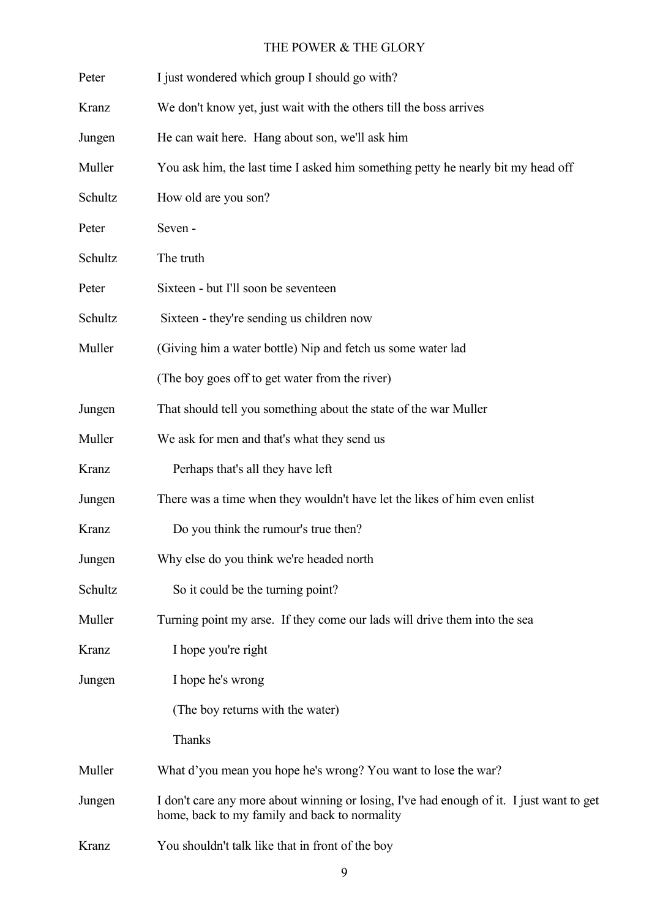Peter I just wondered which group I should go with?

Kranz We don't know yet, just wait with the others till the boss arrives

Jungen He can wait here. Hang about son, we'll ask him

Muller You ask him, the last time I asked him something petty he nearly bit my head off

Schultz How old are you son?

Peter Seven -

Schultz The truth

Peter Sixteen - but I'll soon be seventeen

Schultz Sixteen - they're sending us children now

Muller (Giving him a water bottle) Nip and fetch us some water lad

(The boy goes off to get water from the river)

Jungen That should tell you something about the state of the war Muller

Muller We ask for men and that's what they send us

Kranz Perhaps that's all they have left

Jungen There was a time when they wouldn't have let the likes of him even enlist

Kranz Do you think the rumour's true then?

Jungen Why else do you think we're headed north

Schultz So it could be the turning point?

Muller Turning point my arse. If they come our lads will drive them into the sea

Kranz I hope you're right

Jungen I hope he's wrong

(The boy returns with the water)

Thanks

Muller What d'you mean you hope he's wrong? You want to lose the war?

Jungen I don't care any more about winning or losing, I've had enough of it. I just want to get home, back to my family and back to normality

Kranz You shouldn't talk like that in front of the boy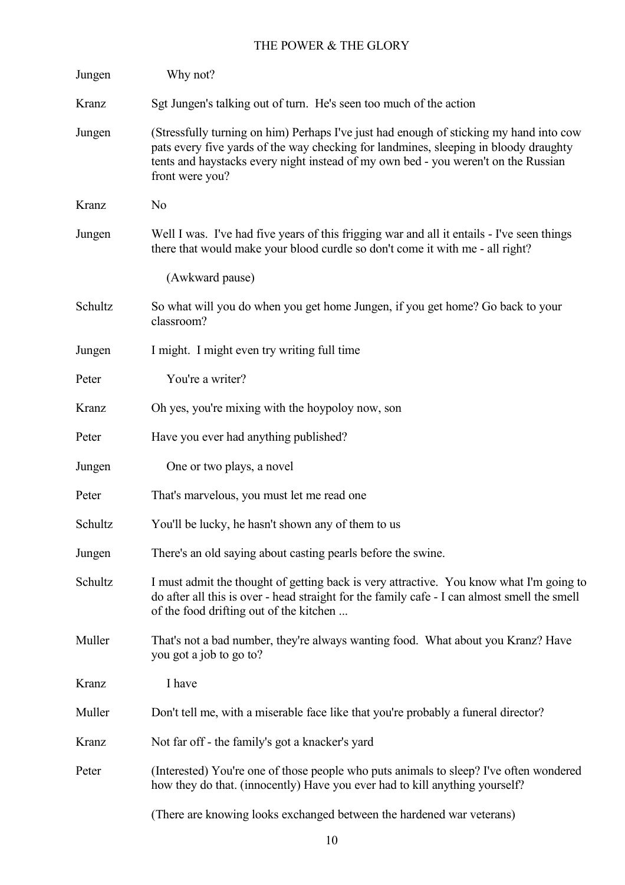| | |
|---|---|
| Jungen | Why not? |
| Kranz | Sgt Jungen's talking out of turn. He's seen too much of the action |
| Jungen | (Stressfully turning on him) Perhaps I've just had enough of sticking my hand into cow pats every five yards of the way checking for landmines, sleeping in bloody draughty tents and haystacks every night instead of my own bed - you weren't on the Russian front were you? |
| Kranz | No |
| Jungen | Well I was. I've had five years of this frigging war and all it entails - I've seen things there that would make your blood curdle so don't come it with me - all right? |
| | (Awkward pause) |
| Schultz | So what will you do when you get home Jungen, if you get home? Go back to your classroom? |
| Jungen | I might. I might even try writing full time |
| Peter | You're a writer? |
| Kranz | Oh yes, you're mixing with the hoypoloy now, son |
| Peter | Have you ever had anything published? |
| Jungen | One or two plays, a novel |
| Peter | That's marvelous, you must let me read one |
| Schultz | You'll be lucky, he hasn't shown any of them to us |
| Jungen | There's an old saying about casting pearls before the swine. |
| Schultz | I must admit the thought of getting back is very attractive. You know what I'm going to do after all this is over - head straight for the family cafe - I can almost smell the smell of the food drifting out of the kitchen ... |
| Muller | That's not a bad number, they're always wanting food. What about you Kranz? Have you got a job to go to? |
| Kranz | I have |
| Muller | Don't tell me, with a miserable face like that you're probably a funeral director? |
| Kranz | Not far off - the family's got a knacker's yard |
| Peter | (Interested) You're one of those people who puts animals to sleep? I've often wondered how they do that. (innocently) Have you ever had to kill anything yourself? |
| | (There are knowing looks exchanged between the hardened war veterans) |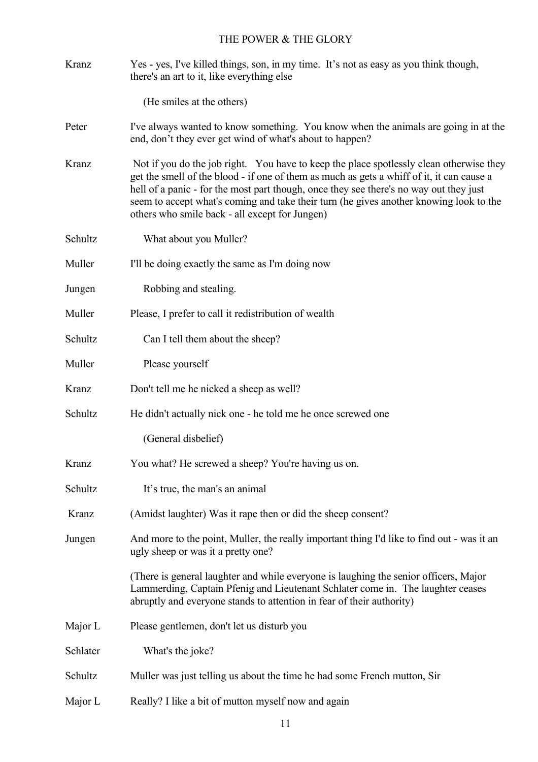Kranz	Yes - yes, I've killed things, son, in my time.  It's not as easy as you think though, there's an art to it, like everything else

(He smiles at the others)

Peter	I've always wanted to know something.  You know when the animals are going in at the end, don't they ever get wind of what's about to happen?

Kranz	Not if you do the job right.   You have to keep the place spotlessly clean otherwise they get the smell of the blood - if one of them as much as gets a whiff of it, it can cause a hell of a panic - for the most part though, once they see there's no way out they just seem to accept what's coming and take their turn (he gives another knowing look to the others who smile back - all except for Jungen)

Schultz	What about you Muller?

Muller	I'll be doing exactly the same as I'm doing now

Jungen	Robbing and stealing.

Muller	Please, I prefer to call it redistribution of wealth

Schultz	Can I tell them about the sheep?

Muller	Please yourself

Kranz	Don't tell me he nicked a sheep as well?

Schultz	He didn't actually nick one - he told me he once screwed one

(General disbelief)

Kranz	You what? He screwed a sheep? You're having us on.

Schultz	It's true, the man's an animal

Kranz	(Amidst laughter) Was it rape then or did the sheep consent?

Jungen	And more to the point, Muller, the really important thing I'd like to find out - was it an ugly sheep or was it a pretty one?

(There is general laughter and while everyone is laughing the senior officers, Major Lammerding, Captain Pfenig and Lieutenant Schlater come in.  The laughter ceases abruptly and everyone stands to attention in fear of their authority)

Major L	Please gentlemen, don't let us disturb you

Schlater	What's the joke?

Schultz	Muller was just telling us about the time he had some French mutton, Sir

Major L	Really? I like a bit of mutton myself now and again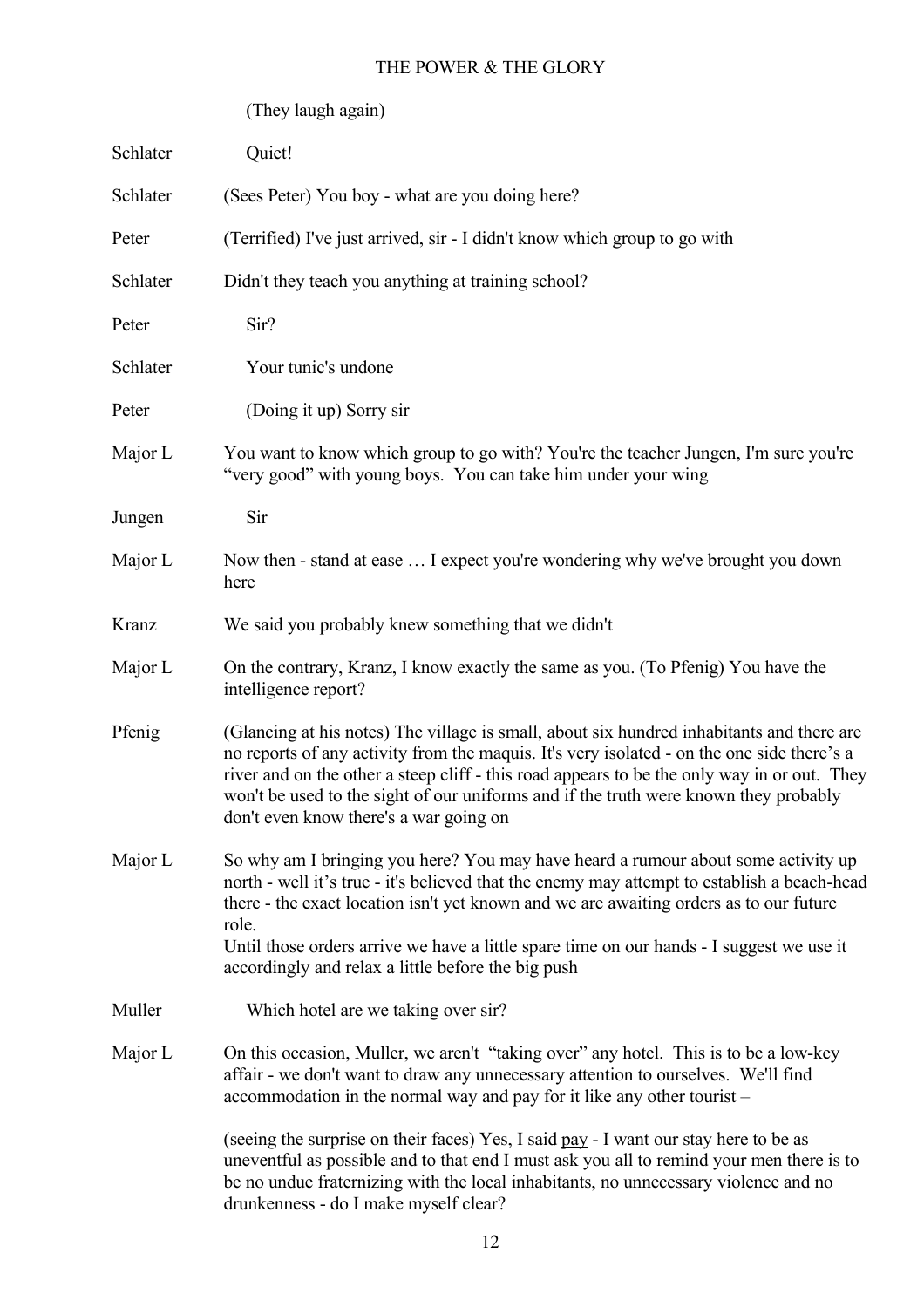(They laugh again)

**Schlater** Quiet!

**Schlater** (Sees Peter) You boy - what are you doing here?

**Peter** (Terrified) I've just arrived, sir - I didn't know which group to go with

**Schlater** Didn't they teach you anything at training school?

**Peter** Sir?

**Schlater** Your tunic's undone

**Peter** (Doing it up) Sorry sir

**Major L** You want to know which group to go with? You're the teacher Jungen, I'm sure you're "very good" with young boys. You can take him under your wing

**Jungen** Sir

**Major L** Now then - stand at ease … I expect you're wondering why we've brought you down here

**Kranz** We said you probably knew something that we didn't

**Major L** On the contrary, Kranz, I know exactly the same as you. (To Pfenig) You have the intelligence report?

**Pfenig** (Glancing at his notes) The village is small, about six hundred inhabitants and there are no reports of any activity from the maquis. It's very isolated - on the one side there's a river and on the other a steep cliff - this road appears to be the only way in or out. They won't be used to the sight of our uniforms and if the truth were known they probably don't even know there's a war going on

**Major L** So why am I bringing you here? You may have heard a rumour about some activity up north - well it's true - it's believed that the enemy may attempt to establish a beach-head there - the exact location isn't yet known and we are awaiting orders as to our future role.
Until those orders arrive we have a little spare time on our hands - I suggest we use it accordingly and relax a little before the big push

**Muller** Which hotel are we taking over sir?

**Major L** On this occasion, Muller, we aren't "taking over" any hotel. This is to be a low-key affair - we don't want to draw any unnecessary attention to ourselves. We'll find accommodation in the normal way and pay for it like any other tourist –

(seeing the surprise on their faces) Yes, I said <u>pay</u> - I want our stay here to be as uneventful as possible and to that end I must ask you all to remind your men there is to be no undue fraternizing with the local inhabitants, no unnecessary violence and no drunkenness - do I make myself clear?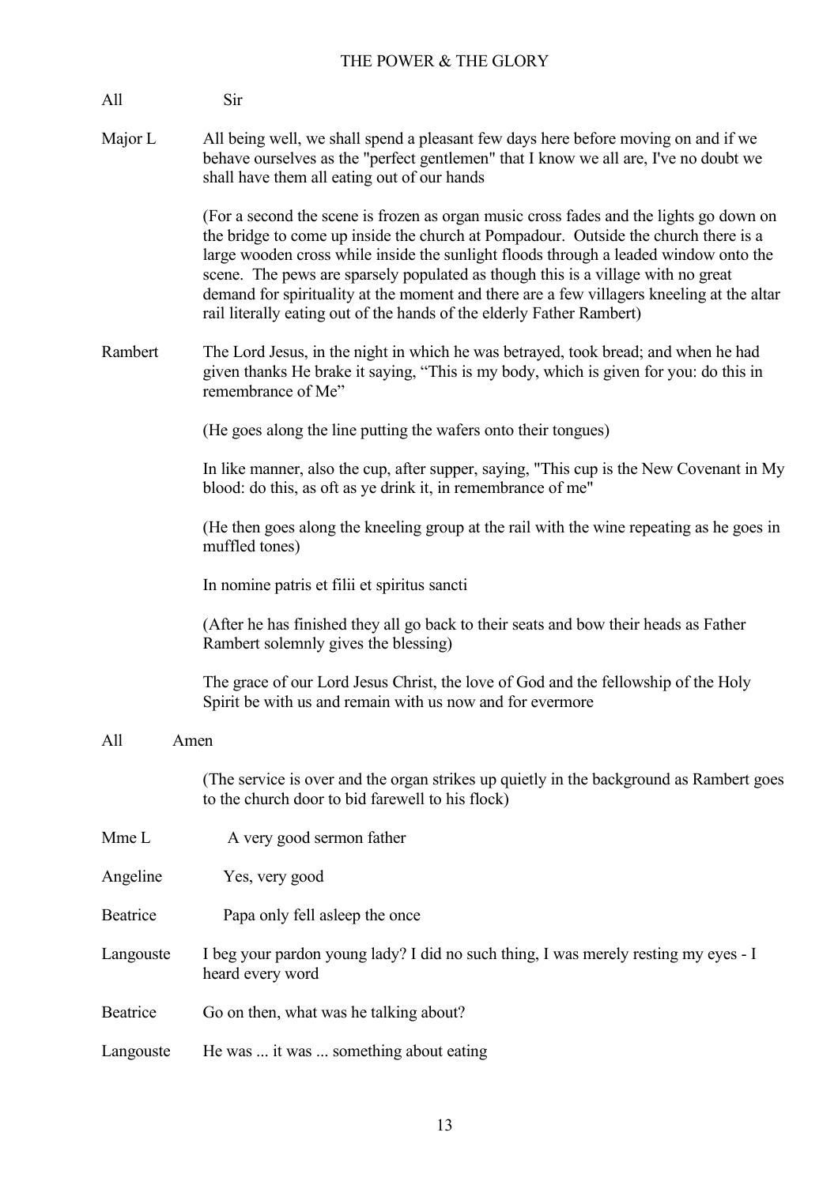All: Sir

Major L: All being well, we shall spend a pleasant few days here before moving on and if we behave ourselves as the "perfect gentlemen" that I know we all are, I've no doubt we shall have them all eating out of our hands

(For a second the scene is frozen as organ music cross fades and the lights go down on the bridge to come up inside the church at Pompadour. Outside the church there is a large wooden cross while inside the sunlight floods through a leaded window onto the scene. The pews are sparsely populated as though this is a village with no great demand for spirituality at the moment and there are a few villagers kneeling at the altar rail literally eating out of the hands of the elderly Father Rambert)

Rambert: The Lord Jesus, in the night in which he was betrayed, took bread; and when he had given thanks He brake it saying, “This is my body, which is given for you: do this in remembrance of Me”

(He goes along the line putting the wafers onto their tongues)

In like manner, also the cup, after supper, saying, "This cup is the New Covenant in My blood: do this, as oft as ye drink it, in remembrance of me"

(He then goes along the kneeling group at the rail with the wine repeating as he goes in muffled tones)

In nomine patris et filii et spiritus sancti

(After he has finished they all go back to their seats and bow their heads as Father Rambert solemnly gives the blessing)

The grace of our Lord Jesus Christ, the love of God and the fellowship of the Holy Spirit be with us and remain with us now and for evermore

All: Amen

(The service is over and the organ strikes up quietly in the background as Rambert goes to the church door to bid farewell to his flock)

Mme L: A very good sermon father

Angeline: Yes, very good

Beatrice: Papa only fell asleep the once

Langouste: I beg your pardon young lady? I did no such thing, I was merely resting my eyes - I heard every word

Beatrice: Go on then, what was he talking about?

Langouste: He was ... it was ... something about eating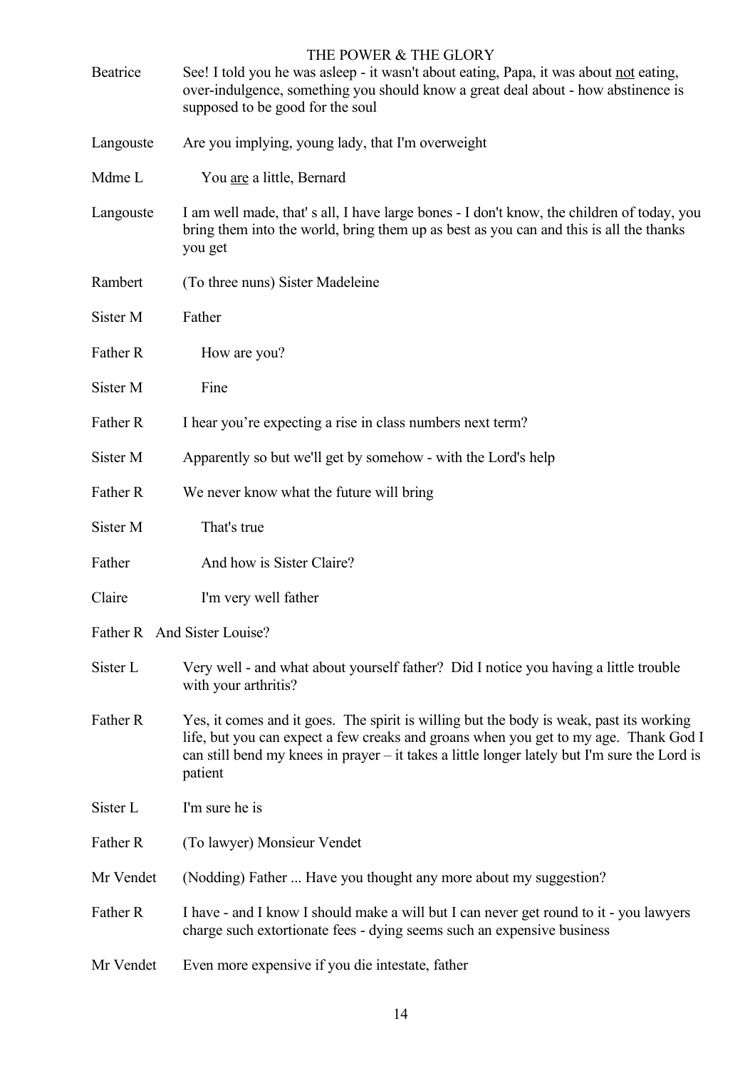| | |
|---|---|
| Beatrice | See! I told you he was asleep - it wasn't about eating, Papa, it was about <u>not</u> eating, over-indulgence, something you should know a great deal about - how abstinence is supposed to be good for the soul |
| Langouste | Are you implying, young lady, that I'm overweight |
| Mdme L | You <u>are</u> a little, Bernard |
| Langouste | I am well made, that' s all, I have large bones - I don't know, the children of today, you bring them into the world, bring them up as best as you can and this is all the thanks you get |
| Rambert | (To three nuns) Sister Madeleine |
| Sister M | Father |
| Father R | How are you? |
| Sister M | Fine |
| Father R | I hear you're expecting a rise in class numbers next term? |
| Sister M | Apparently so but we'll get by somehow - with the Lord's help |
| Father R | We never know what the future will bring |
| Sister M | That's true |
| Father | And how is Sister Claire? |
| Claire | I'm very well father |
| Father R | And Sister Louise? |
| Sister L | Very well - and what about yourself father? Did I notice you having a little trouble with your arthritis? |
| Father R | Yes, it comes and it goes. The spirit is willing but the body is weak, past its working life, but you can expect a few creaks and groans when you get to my age. Thank God I can still bend my knees in prayer – it takes a little longer lately but I'm sure the Lord is patient |
| Sister L | I'm sure he is |
| Father R | (To lawyer) Monsieur Vendet |
| Mr Vendet | (Nodding) Father ... Have you thought any more about my suggestion? |
| Father R | I have - and I know I should make a will but I can never get round to it - you lawyers charge such extortionate fees - dying seems such an expensive business |
| Mr Vendet | Even more expensive if you die intestate, father |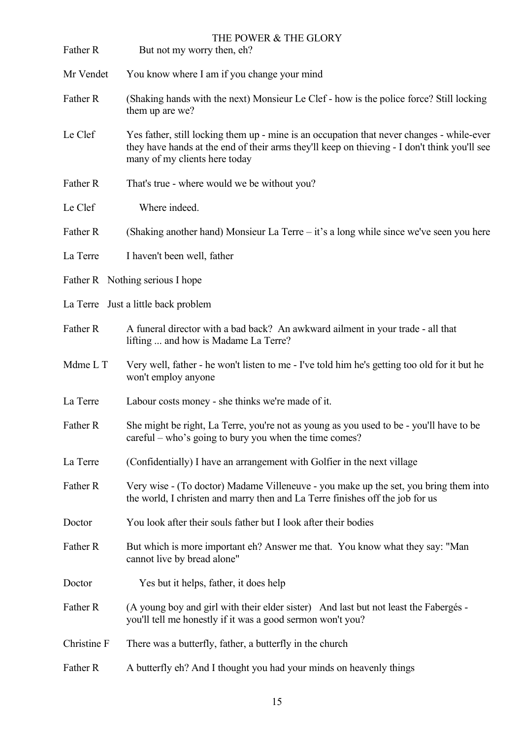Father R	But not my worry then, eh?

Mr Vendet	You know where I am if you change your mind

Father R	(Shaking hands with the next) Monsieur Le Clef - how is the police force? Still locking them up are we?

Le Clef	Yes father, still locking them up - mine is an occupation that never changes - while-ever they have hands at the end of their arms they'll keep on thieving - I don't think you'll see many of my clients here today

Father R	That's true - where would we be without you?

Le Clef	Where indeed.

Father R	(Shaking another hand) Monsieur La Terre – it's a long while since we've seen you here

La Terre	I haven't been well, father

Father R	Nothing serious I hope

La Terre	Just a little back problem

Father R	A funeral director with a bad back? An awkward ailment in your trade - all that lifting ... and how is Madame La Terre?

Mdme L T	Very well, father - he won't listen to me - I've told him he's getting too old for it but he won't employ anyone

La Terre	Labour costs money - she thinks we're made of it.

Father R	She might be right, La Terre, you're not as young as you used to be - you'll have to be careful – who's going to bury you when the time comes?

La Terre	(Confidentially) I have an arrangement with Golfier in the next village

Father R	Very wise - (To doctor) Madame Villeneuve - you make up the set, you bring them into the world, I christen and marry then and La Terre finishes off the job for us

Doctor	You look after their souls father but I look after their bodies

Father R	But which is more important eh? Answer me that. You know what they say: "Man cannot live by bread alone"

Doctor	Yes but it helps, father, it does help

Father R	(A young boy and girl with their elder sister) And last but not least the Fabergés - you'll tell me honestly if it was a good sermon won't you?

Christine F	There was a butterfly, father, a butterfly in the church

Father R	A butterfly eh? And I thought you had your minds on heavenly things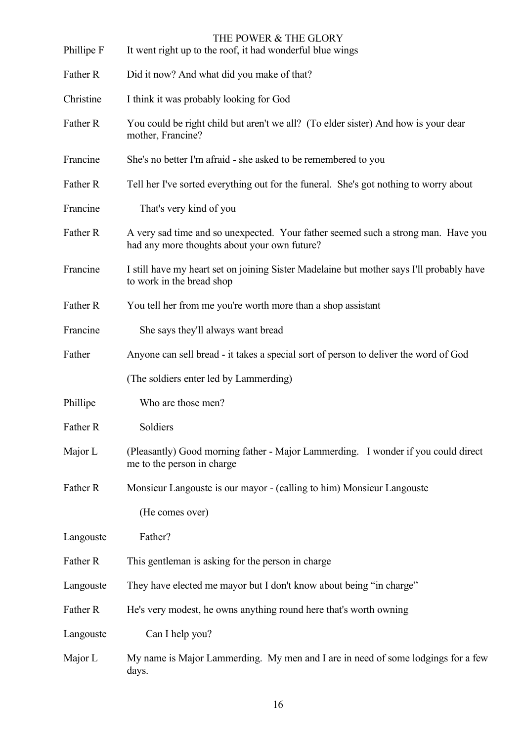Phillipe F	It went right up to the roof, it had wonderful blue wings

Father R	Did it now? And what did you make of that?

Christine	I think it was probably looking for God

Father R	You could be right child but aren't we all? (To elder sister) And how is your dear mother, Francine?

Francine	She's no better I'm afraid - she asked to be remembered to you

Father R	Tell her I've sorted everything out for the funeral. She's got nothing to worry about

Francine	That's very kind of you

Father R	A very sad time and so unexpected. Your father seemed such a strong man. Have you had any more thoughts about your own future?

Francine	I still have my heart set on joining Sister Madelaine but mother says I'll probably have to work in the bread shop

Father R	You tell her from me you're worth more than a shop assistant

Francine	She says they'll always want bread

Father	Anyone can sell bread - it takes a special sort of person to deliver the word of God

(The soldiers enter led by Lammerding)

Phillipe	Who are those men?

Father R	Soldiers

Major L	(Pleasantly) Good morning father - Major Lammerding. I wonder if you could direct me to the person in charge

Father R	Monsieur Langouste is our mayor - (calling to him) Monsieur Langouste

(He comes over)

Langouste	Father?

Father R	This gentleman is asking for the person in charge

Langouste	They have elected me mayor but I don't know about being "in charge"

Father R	He's very modest, he owns anything round here that's worth owning

Langouste	Can I help you?

Major L	My name is Major Lammerding. My men and I are in need of some lodgings for a few days.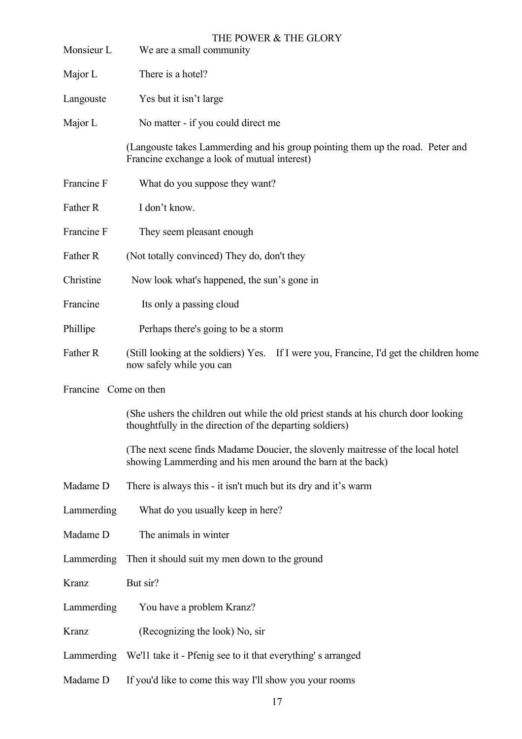Monsieur L We are a small community

Major L There is a hotel?

Langouste Yes but it isn't large

Major L No matter - if you could direct me

(Langouste takes Lammerding and his group pointing them up the road. Peter and Francine exchange a look of mutual interest)

Francine F What do you suppose they want?

Father R I don't know.

Francine F They seem pleasant enough

Father R (Not totally convinced) They do, don't they

Christine Now look what's happened, the sun's gone in

Francine Its only a passing cloud

Phillipe Perhaps there's going to be a storm

Father R (Still looking at the soldiers) Yes. If I were you, Francine, I'd get the children home now safely while you can

Francine Come on then

(She ushers the children out while the old priest stands at his church door looking thoughtfully in the direction of the departing soldiers)

(The next scene finds Madame Doucier, the slovenly maitresse of the local hotel showing Lammerding and his men around the barn at the back)

Madame D There is always this - it isn't much but its dry and it's warm

Lammerding What do you usually keep in here?

Madame D The animals in winter

Lammerding Then it should suit my men down to the ground

Kranz But sir?

Lammerding You have a problem Kranz?

Kranz (Recognizing the look) No, sir

Lammerding We'll take it - Pfenig see to it that everything' s arranged

Madame D If you'd like to come this way I'll show you your rooms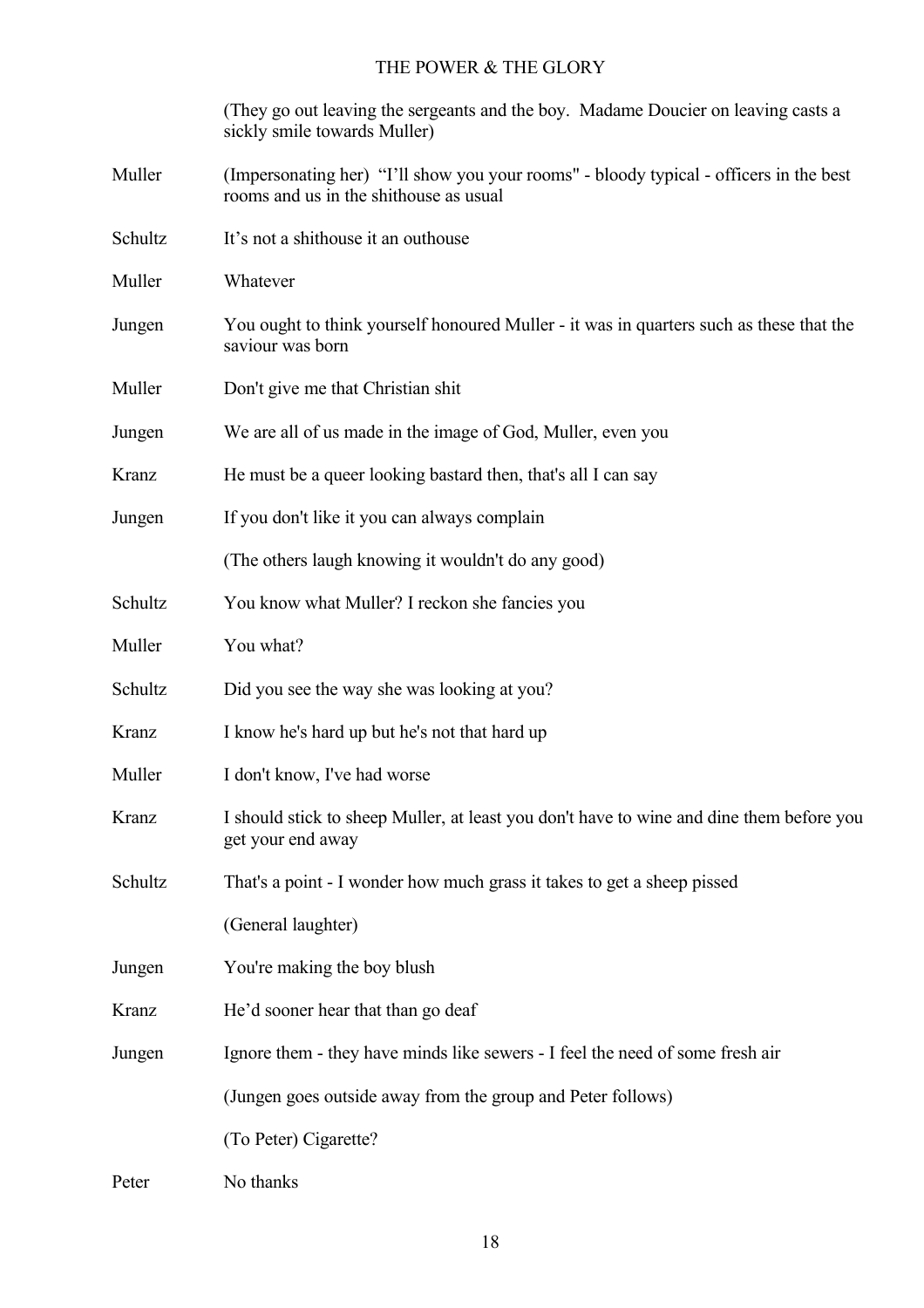(They go out leaving the sergeants and the boy. Madame Doucier on leaving casts a sickly smile towards Muller)

Muller (Impersonating her) "I'll show you your rooms" - bloody typical - officers in the best rooms and us in the shithouse as usual

Schultz It's not a shithouse it an outhouse

Muller Whatever

Jungen You ought to think yourself honoured Muller - it was in quarters such as these that the saviour was born

Muller Don't give me that Christian shit

Jungen We are all of us made in the image of God, Muller, even you

Kranz He must be a queer looking bastard then, that's all I can say

Jungen If you don't like it you can always complain

(The others laugh knowing it wouldn't do any good)

Schultz You know what Muller? I reckon she fancies you

Muller You what?

Schultz Did you see the way she was looking at you?

Kranz I know he's hard up but he's not that hard up

Muller I don't know, I've had worse

Kranz I should stick to sheep Muller, at least you don't have to wine and dine them before you get your end away

Schultz That's a point - I wonder how much grass it takes to get a sheep pissed

(General laughter)

Jungen You're making the boy blush

Kranz He'd sooner hear that than go deaf

Jungen Ignore them - they have minds like sewers - I feel the need of some fresh air

(Jungen goes outside away from the group and Peter follows)

(To Peter) Cigarette?

Peter No thanks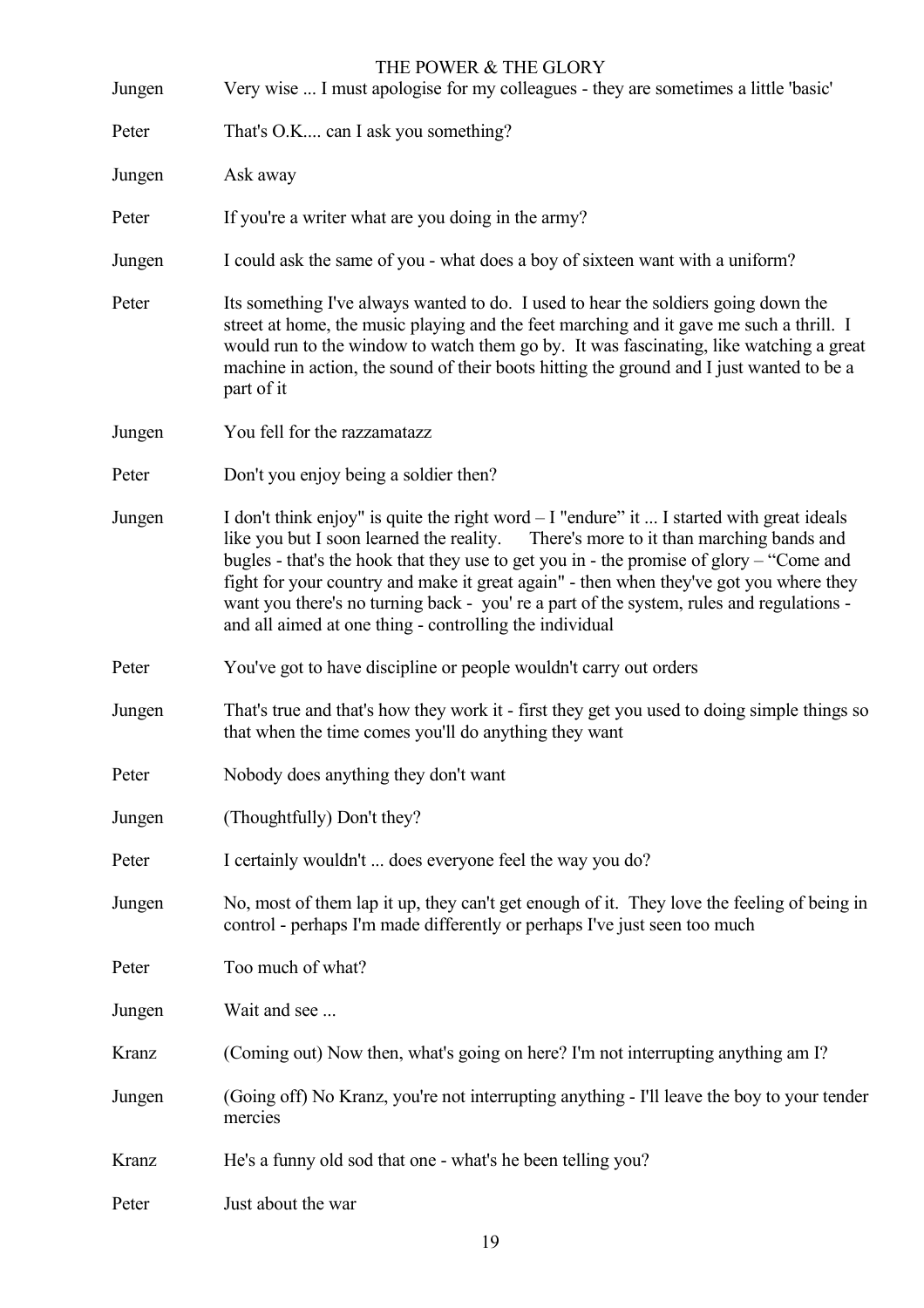Jungen	Very wise ... I must apologise for my colleagues - they are sometimes a little 'basic'

Peter	That's O.K.... can I ask you something?

Jungen	Ask away

Peter	If you're a writer what are you doing in the army?

Jungen	I could ask the same of you - what does a boy of sixteen want with a uniform?

Peter	Its something I've always wanted to do. I used to hear the soldiers going down the street at home, the music playing and the feet marching and it gave me such a thrill. I would run to the window to watch them go by. It was fascinating, like watching a great machine in action, the sound of their boots hitting the ground and I just wanted to be a part of it

Jungen	You fell for the razzamatazz

Peter	Don't you enjoy being a soldier then?

Jungen	I don't think enjoy" is quite the right word – I "endure" it ... I started with great ideals like you but I soon learned the reality. There's more to it than marching bands and bugles - that's the hook that they use to get you in - the promise of glory – "Come and fight for your country and make it great again" - then when they've got you where they want you there's no turning back - you' re a part of the system, rules and regulations - and all aimed at one thing - controlling the individual

Peter	You've got to have discipline or people wouldn't carry out orders

Jungen	That's true and that's how they work it - first they get you used to doing simple things so that when the time comes you'll do anything they want

Peter	Nobody does anything they don't want

Jungen	(Thoughtfully) Don't they?

Peter	I certainly wouldn't ... does everyone feel the way you do?

Jungen	No, most of them lap it up, they can't get enough of it. They love the feeling of being in control - perhaps I'm made differently or perhaps I've just seen too much

Peter	Too much of what?

Jungen	Wait and see ...

Kranz	(Coming out) Now then, what's going on here? I'm not interrupting anything am I?

Jungen	(Going off) No Kranz, you're not interrupting anything - I'll leave the boy to your tender mercies

Kranz	He's a funny old sod that one - what's he been telling you?

Peter	Just about the war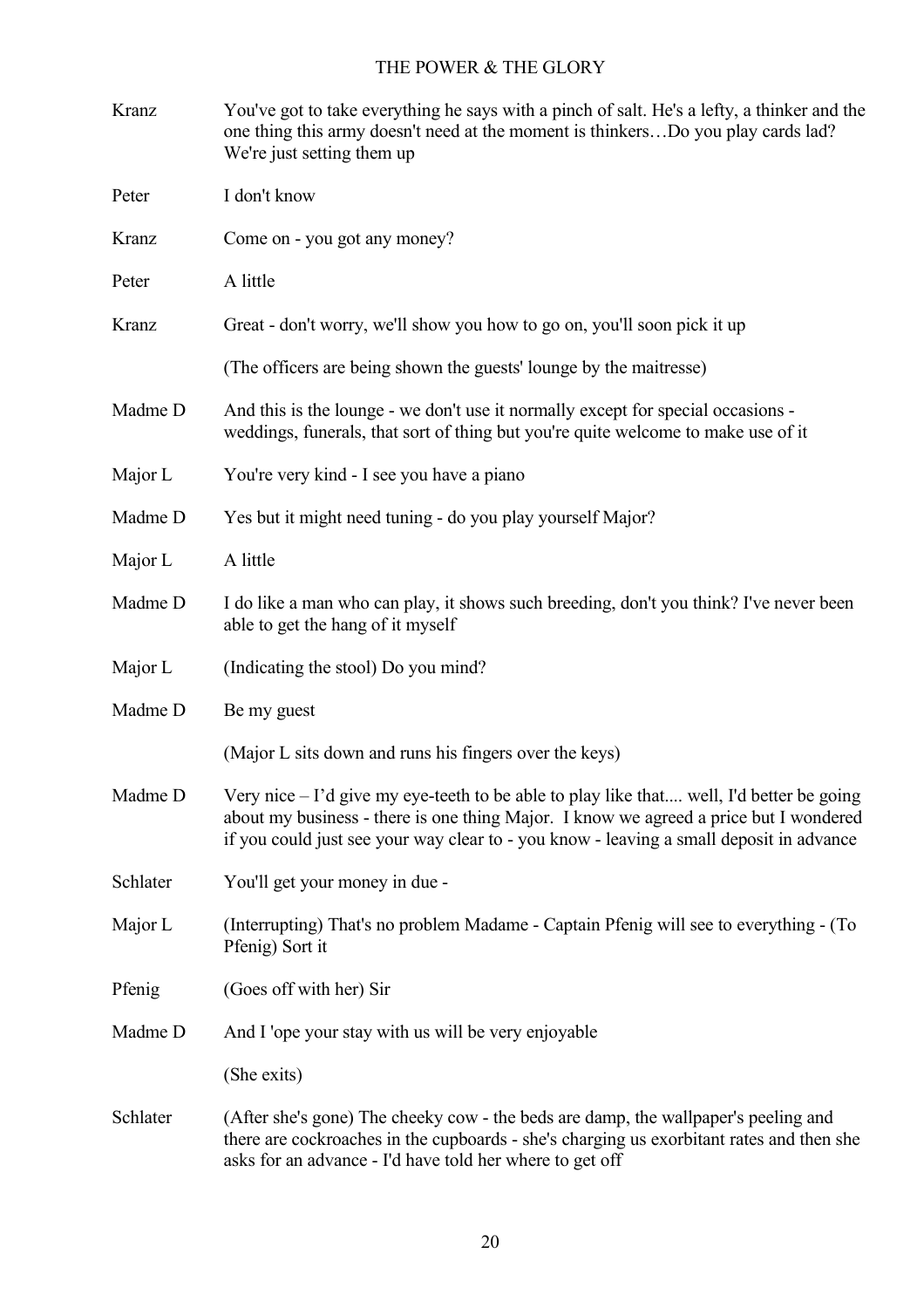Kranz You've got to take everything he says with a pinch of salt. He's a lefty, a thinker and the one thing this army doesn't need at the moment is thinkers…Do you play cards lad? We're just setting them up

Peter I don't know

Kranz Come on - you got any money?

Peter A little

Kranz Great - don't worry, we'll show you how to go on, you'll soon pick it up

(The officers are being shown the guests' lounge by the maitresse)

Madme D And this is the lounge - we don't use it normally except for special occasions - weddings, funerals, that sort of thing but you're quite welcome to make use of it

Major L You're very kind - I see you have a piano

Madme D Yes but it might need tuning - do you play yourself Major?

Major L A little

Madme D I do like a man who can play, it shows such breeding, don't you think? I've never been able to get the hang of it myself

Major L (Indicating the stool) Do you mind?

Madme D Be my guest

(Major L sits down and runs his fingers over the keys)

Madme D Very nice – I'd give my eye-teeth to be able to play like that.... well, I'd better be going about my business - there is one thing Major. I know we agreed a price but I wondered if you could just see your way clear to - you know - leaving a small deposit in advance

Schlater You'll get your money in due -

Major L (Interrupting) That's no problem Madame - Captain Pfenig will see to everything - (To Pfenig) Sort it

Pfenig (Goes off with her) Sir

Madme D And I 'ope your stay with us will be very enjoyable

(She exits)

Schlater (After she's gone) The cheeky cow - the beds are damp, the wallpaper's peeling and there are cockroaches in the cupboards - she's charging us exorbitant rates and then she asks for an advance - I'd have told her where to get off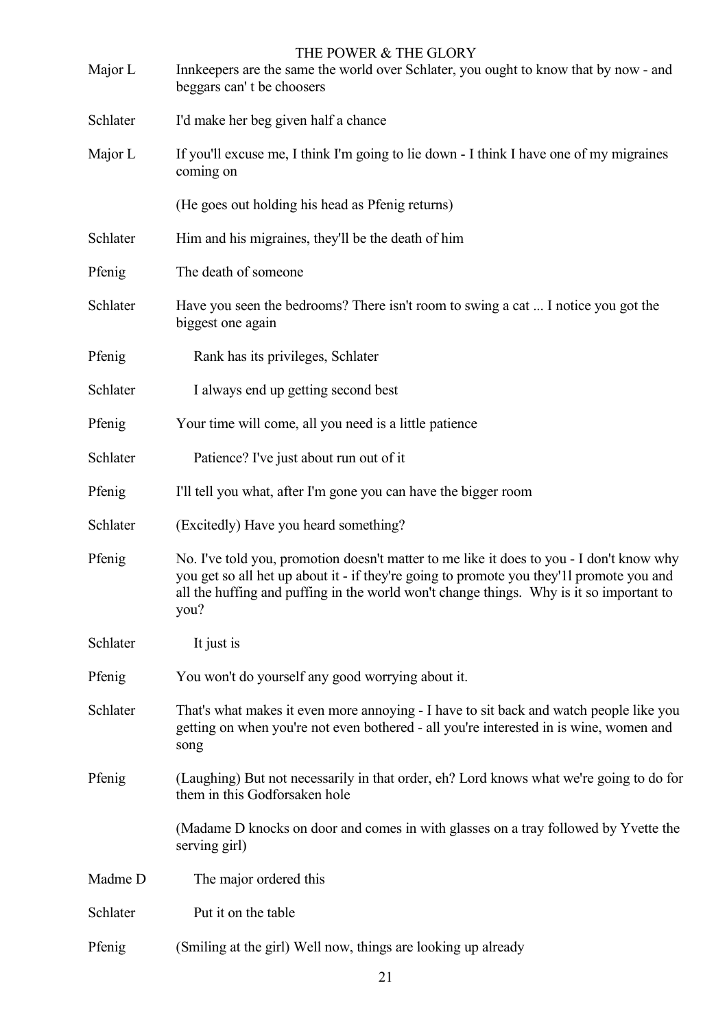Major L	Innkeepers are the same the world over Schlater, you ought to know that by now - and beggars can' t be choosers

Schlater	I'd make her beg given half a chance

Major L	If you'll excuse me, I think I'm going to lie down - I think I have one of my migraines coming on

(He goes out holding his head as Pfenig returns)

Schlater	Him and his migraines, they'll be the death of him

Pfenig	The death of someone

Schlater	Have you seen the bedrooms? There isn't room to swing a cat ... I notice you got the biggest one again

Pfenig	Rank has its privileges, Schlater

Schlater	I always end up getting second best

Pfenig	Your time will come, all you need is a little patience

Schlater	Patience? I've just about run out of it

Pfenig	I'll tell you what, after I'm gone you can have the bigger room

Schlater	(Excitedly) Have you heard something?

Pfenig	No. I've told you, promotion doesn't matter to me like it does to you - I don't know why you get so all het up about it - if they're going to promote you they'1l promote you and all the huffing and puffing in the world won't change things. Why is it so important to you?

Schlater	It just is

Pfenig	You won't do yourself any good worrying about it.

Schlater	That's what makes it even more annoying - I have to sit back and watch people like you getting on when you're not even bothered - all you're interested in is wine, women and song

Pfenig	(Laughing) But not necessarily in that order, eh? Lord knows what we're going to do for them in this Godforsaken hole

(Madame D knocks on door and comes in with glasses on a tray followed by Yvette the serving girl)

Madme D	The major ordered this

Schlater	Put it on the table

Pfenig	(Smiling at the girl) Well now, things are looking up already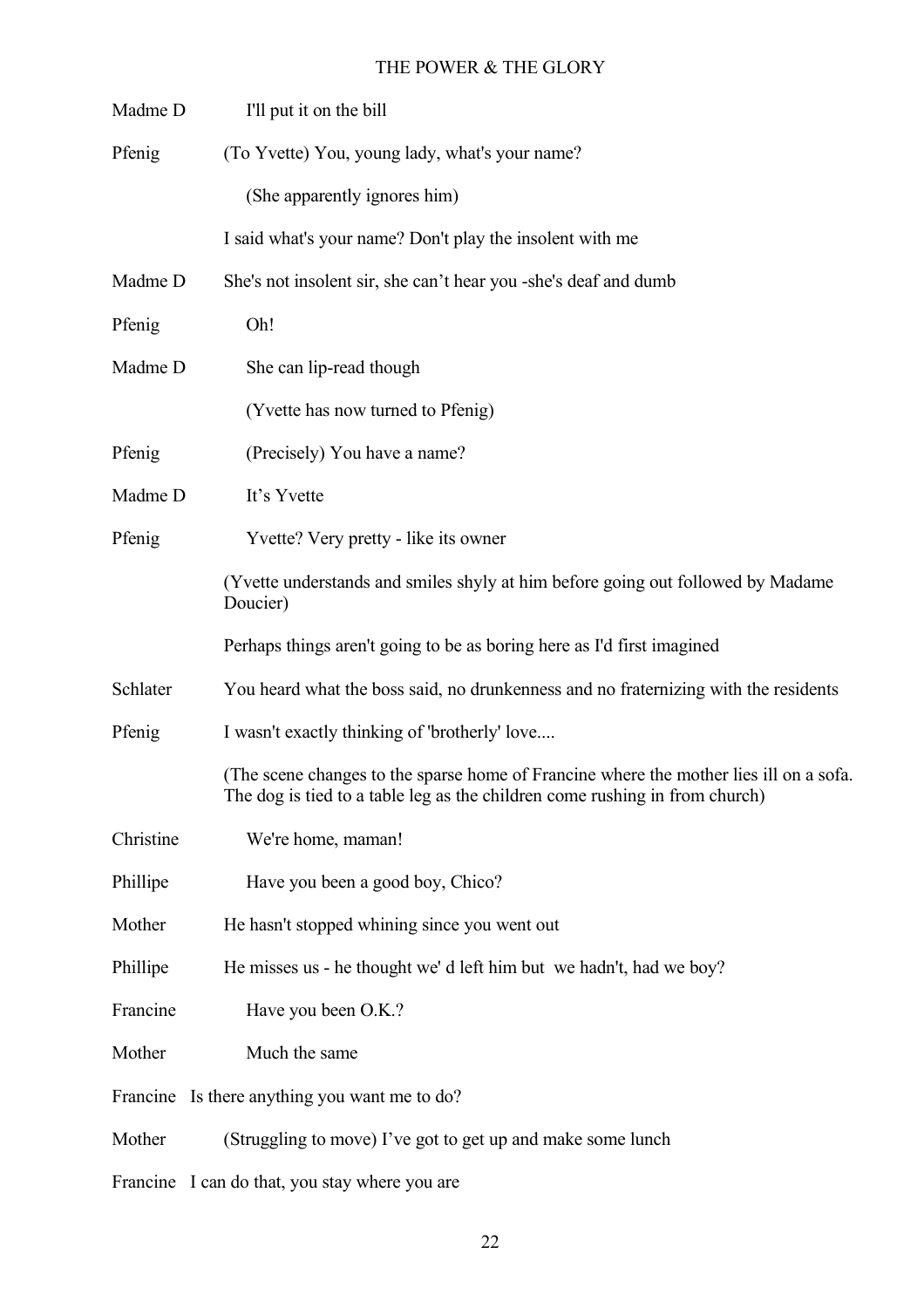Madme D I'll put it on the bill

Pfenig (To Yvette) You, young lady, what's your name?

(She apparently ignores him)

I said what's your name? Don't play the insolent with me

Madme D She's not insolent sir, she can't hear you -she's deaf and dumb

Pfenig Oh!

Madme D She can lip-read though

(Yvette has now turned to Pfenig)

Pfenig (Precisely) You have a name?

Madme D It's Yvette

Pfenig Yvette? Very pretty - like its owner

(Yvette understands and smiles shyly at him before going out followed by Madame Doucier)

Perhaps things aren't going to be as boring here as I'd first imagined

Schlater You heard what the boss said, no drunkenness and no fraternizing with the residents

Pfenig I wasn't exactly thinking of 'brotherly' love....

(The scene changes to the sparse home of Francine where the mother lies ill on a sofa. The dog is tied to a table leg as the children come rushing in from church)

Christine We're home, maman!

Phillipe Have you been a good boy, Chico?

Mother He hasn't stopped whining since you went out

Phillipe He misses us - he thought we' d left him but we hadn't, had we boy?

Francine Have you been O.K.?

Mother Much the same

Francine Is there anything you want me to do?

Mother (Struggling to move) I've got to get up and make some lunch

Francine I can do that, you stay where you are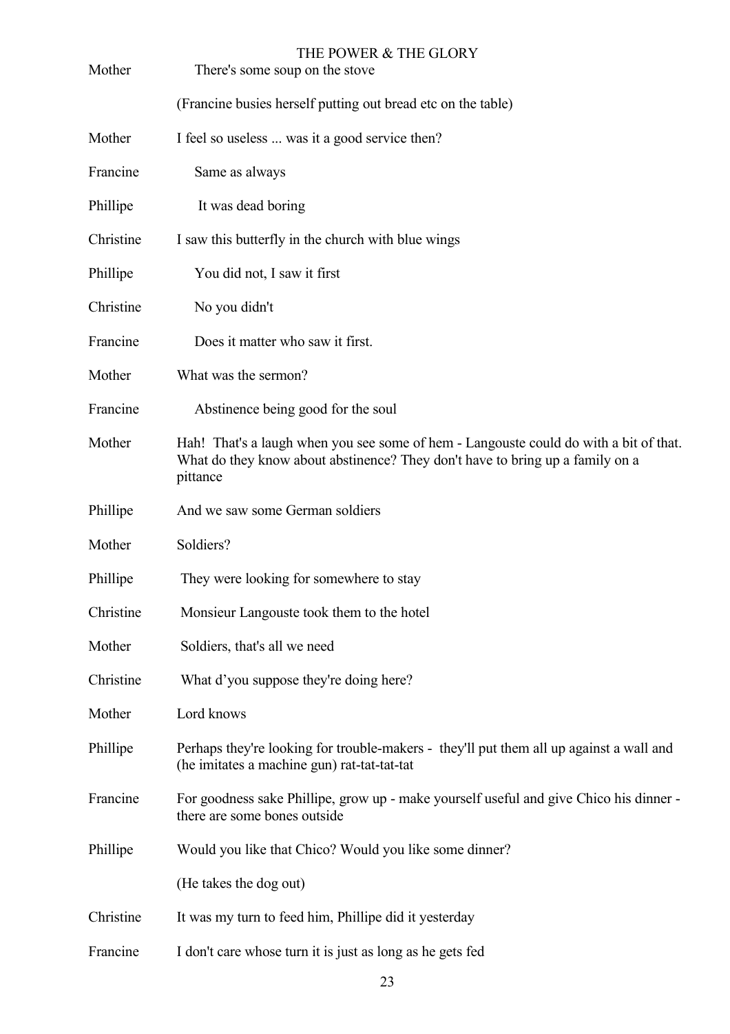Mother There's some soup on the stove

(Francine busies herself putting out bread etc on the table)

Mother I feel so useless ... was it a good service then?

Francine Same as always

Phillipe It was dead boring

Christine I saw this butterfly in the church with blue wings

Phillipe You did not, I saw it first

Christine No you didn't

Francine Does it matter who saw it first.

Mother What was the sermon?

Francine Abstinence being good for the soul

Mother Hah! That's a laugh when you see some of hem - Langouste could do with a bit of that. What do they know about abstinence? They don't have to bring up a family on a pittance

Phillipe And we saw some German soldiers

Mother Soldiers?

Phillipe They were looking for somewhere to stay

Christine Monsieur Langouste took them to the hotel

Mother Soldiers, that's all we need

Christine What d'you suppose they're doing here?

Mother Lord knows

Phillipe Perhaps they're looking for trouble-makers - they'll put them all up against a wall and (he imitates a machine gun) rat-tat-tat-tat

Francine For goodness sake Phillipe, grow up - make yourself useful and give Chico his dinner - there are some bones outside

Phillipe Would you like that Chico? Would you like some dinner?

(He takes the dog out)

Christine It was my turn to feed him, Phillipe did it yesterday

Francine I don't care whose turn it is just as long as he gets fed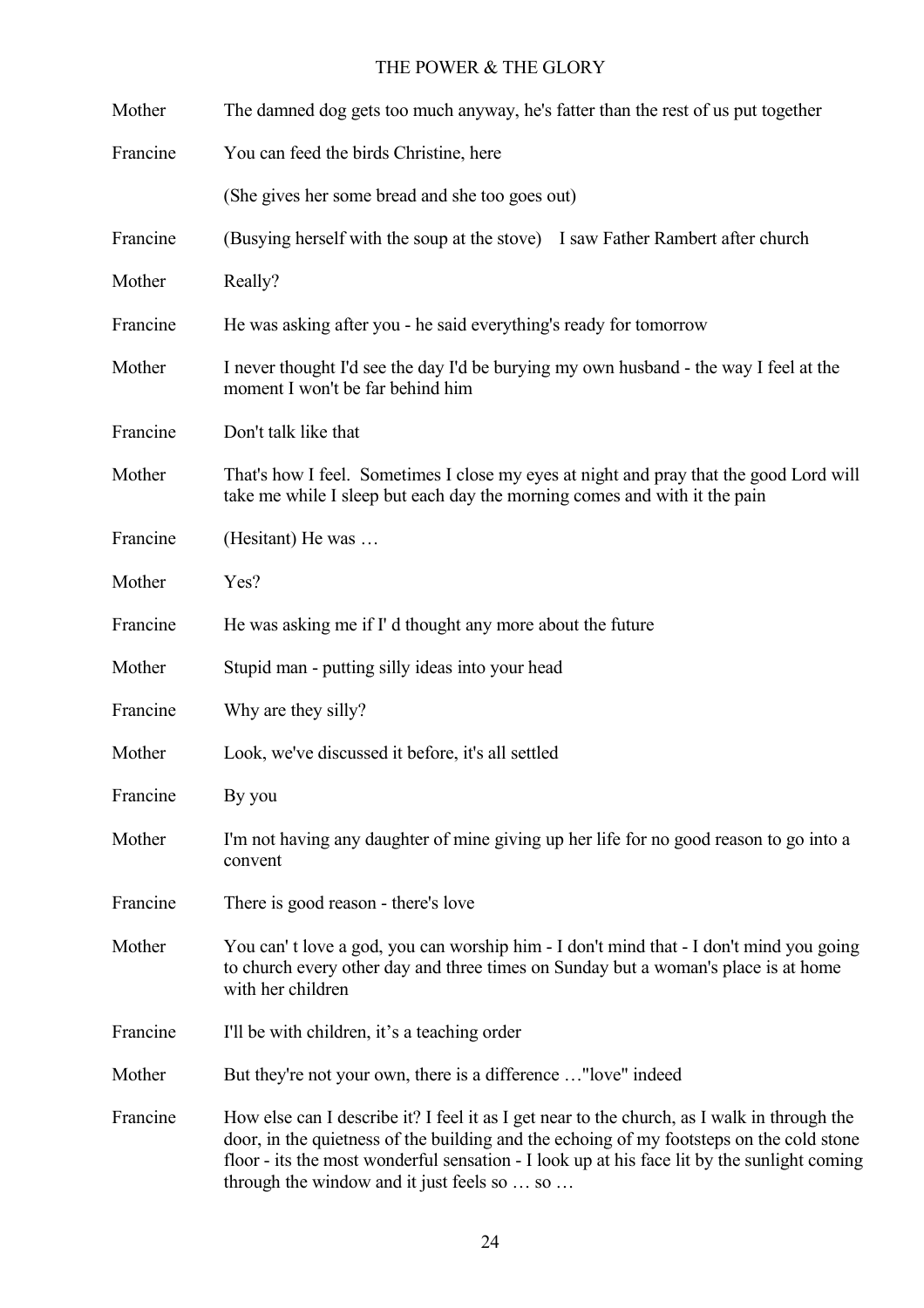Mother The damned dog gets too much anyway, he's fatter than the rest of us put together

Francine You can feed the birds Christine, here

(She gives her some bread and she too goes out)

Francine (Busying herself with the soup at the stove) I saw Father Rambert after church

Mother Really?

Francine He was asking after you - he said everything's ready for tomorrow

Mother I never thought I'd see the day I'd be burying my own husband - the way I feel at the moment I won't be far behind him

Francine Don't talk like that

Mother That's how I feel. Sometimes I close my eyes at night and pray that the good Lord will take me while I sleep but each day the morning comes and with it the pain

Francine (Hesitant) He was …

Mother Yes?

Francine He was asking me if I' d thought any more about the future

Mother Stupid man - putting silly ideas into your head

Francine Why are they silly?

Mother Look, we've discussed it before, it's all settled

Francine By you

Mother I'm not having any daughter of mine giving up her life for no good reason to go into a convent

Francine There is good reason - there's love

Mother You can' t love a god, you can worship him - I don't mind that - I don't mind you going to church every other day and three times on Sunday but a woman's place is at home with her children

Francine I'll be with children, it's a teaching order

Mother But they're not your own, there is a difference …"love" indeed

Francine How else can I describe it? I feel it as I get near to the church, as I walk in through the door, in the quietness of the building and the echoing of my footsteps on the cold stone floor - its the most wonderful sensation - I look up at his face lit by the sunlight coming through the window and it just feels so … so …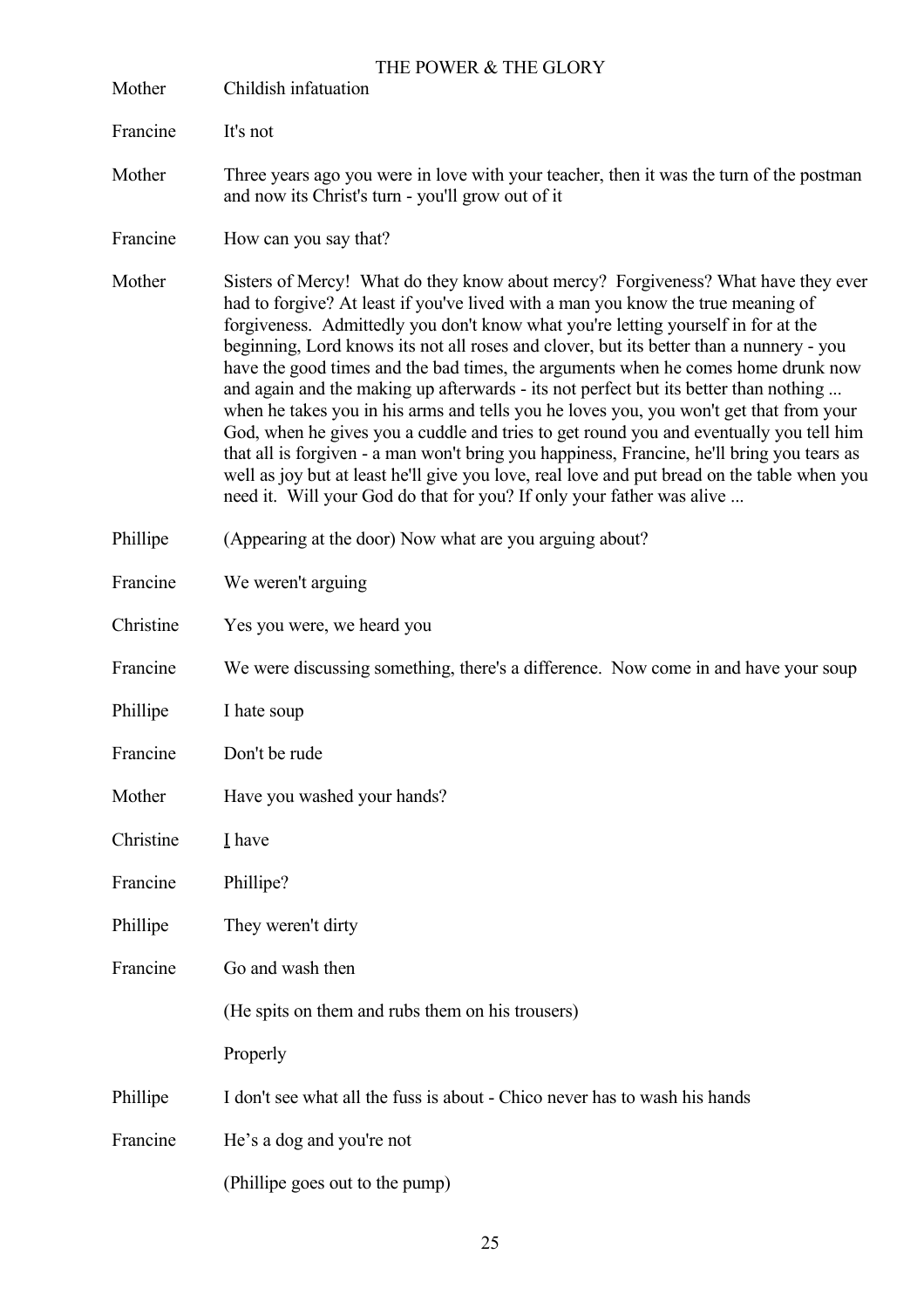Mother	Childish infatuation

Francine	It's not

Mother	Three years ago you were in love with your teacher, then it was the turn of the postman and now its Christ's turn - you'll grow out of it

Francine	How can you say that?

Mother	Sisters of Mercy! What do they know about mercy? Forgiveness? What have they ever had to forgive? At least if you've lived with a man you know the true meaning of forgiveness. Admittedly you don't know what you're letting yourself in for at the beginning, Lord knows its not all roses and clover, but its better than a nunnery - you have the good times and the bad times, the arguments when he comes home drunk now and again and the making up afterwards - its not perfect but its better than nothing ... when he takes you in his arms and tells you he loves you, you won't get that from your God, when he gives you a cuddle and tries to get round you and eventually you tell him that all is forgiven - a man won't bring you happiness, Francine, he'll bring you tears as well as joy but at least he'll give you love, real love and put bread on the table when you need it. Will your God do that for you? If only your father was alive ...

Phillipe	(Appearing at the door) Now what are you arguing about?

Francine	We weren't arguing

Christine	Yes you were, we heard you

Francine	We were discussing something, there's a difference. Now come in and have your soup

Phillipe	I hate soup

Francine	Don't be rude

Mother	Have you washed your hands?

Christine	<u>I</u> have

Francine	Phillipe?

Phillipe	They weren't dirty

Francine	Go and wash then

(He spits on them and rubs them on his trousers)

Properly

Phillipe	I don't see what all the fuss is about - Chico never has to wash his hands

Francine	He's a dog and you're not

(Phillipe goes out to the pump)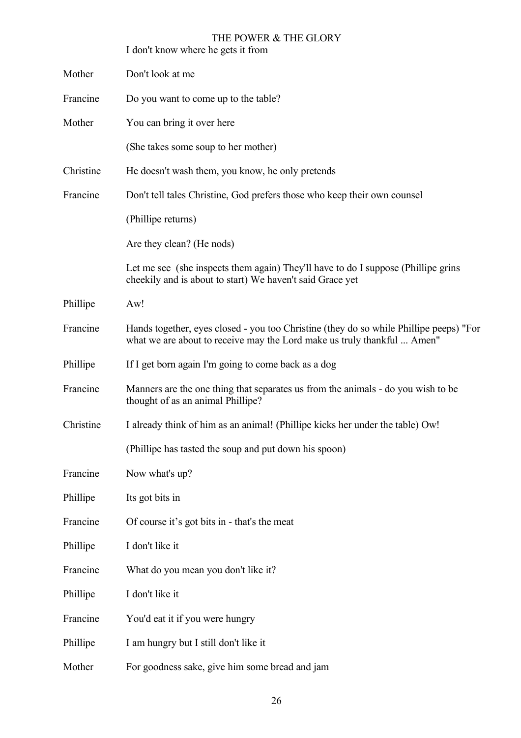I don't know where he gets it from

Mother	Don't look at me

Francine	Do you want to come up to the table?

Mother	You can bring it over here

(She takes some soup to her mother)

Christine	He doesn't wash them, you know, he only pretends

Francine	Don't tell tales Christine, God prefers those who keep their own counsel

(Phillipe returns)

Are they clean? (He nods)

Let me see (she inspects them again) They'll have to do I suppose (Phillipe grins cheekily and is about to start) We haven't said Grace yet

Phillipe	Aw!

Francine	Hands together, eyes closed - you too Christine (they do so while Phillipe peeps) "For what we are about to receive may the Lord make us truly thankful ... Amen"

Phillipe	If I get born again I'm going to come back as a dog

Francine	Manners are the one thing that separates us from the animals - do you wish to be thought of as an animal Phillipe?

Christine	I already think of him as an animal! (Phillipe kicks her under the table) Ow!

(Phillipe has tasted the soup and put down his spoon)

Francine	Now what's up?

Phillipe	Its got bits in

Francine	Of course it's got bits in - that's the meat

Phillipe	I don't like it

Francine	What do you mean you don't like it?

Phillipe	I don't like it

Francine	You'd eat it if you were hungry

Phillipe	I am hungry but I still don't like it

Mother	For goodness sake, give him some bread and jam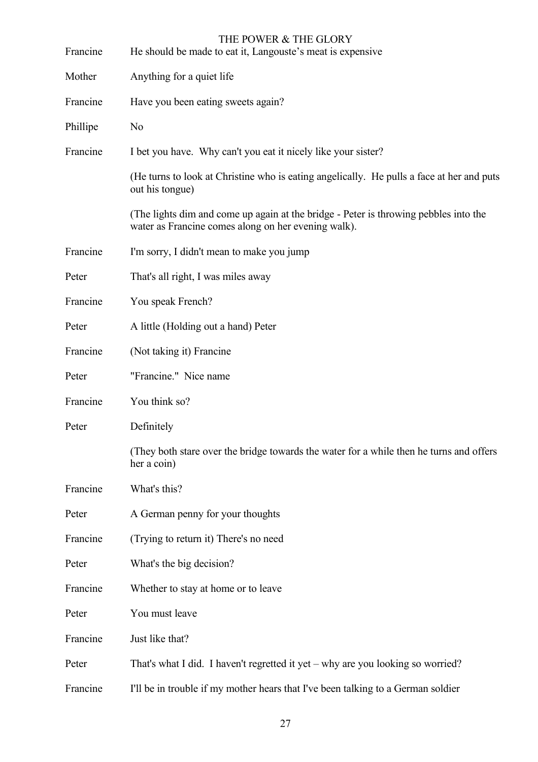Francine He should be made to eat it, Langouste's meat is expensive

Mother Anything for a quiet life

Francine Have you been eating sweets again?

Phillipe No

Francine I bet you have. Why can't you eat it nicely like your sister?

(He turns to look at Christine who is eating angelically. He pulls a face at her and puts out his tongue)

(The lights dim and come up again at the bridge - Peter is throwing pebbles into the water as Francine comes along on her evening walk).

Francine I'm sorry, I didn't mean to make you jump

Peter That's all right, I was miles away

Francine You speak French?

Peter A little (Holding out a hand) Peter

Francine (Not taking it) Francine

Peter "Francine." Nice name

Francine You think so?

Peter Definitely

(They both stare over the bridge towards the water for a while then he turns and offers her a coin)

Francine What's this?

Peter A German penny for your thoughts

Francine (Trying to return it) There's no need

Peter What's the big decision?

Francine Whether to stay at home or to leave

Peter You must leave

Francine Just like that?

Peter That's what I did. I haven't regretted it yet – why are you looking so worried?

Francine I'll be in trouble if my mother hears that I've been talking to a German soldier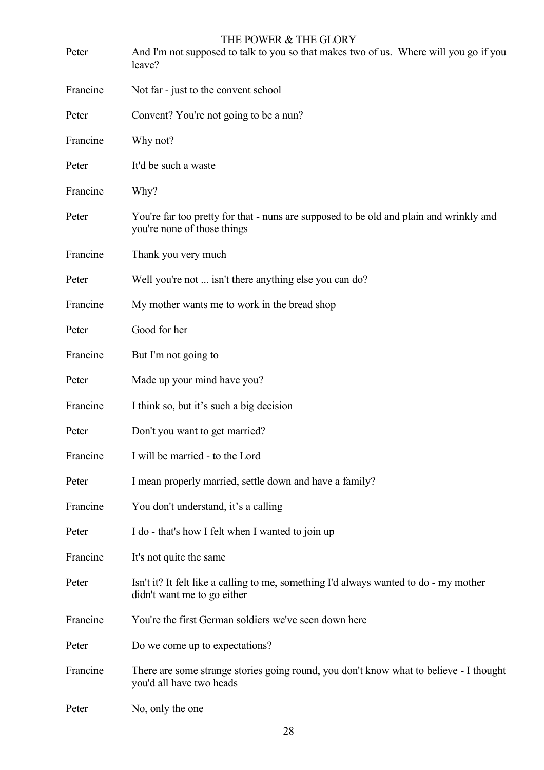| | |
|---|---|
| Peter | And I'm not supposed to talk to you so that makes two of us. Where will you go if you leave? |
| Francine | Not far - just to the convent school |
| Peter | Convent? You're not going to be a nun? |
| Francine | Why not? |
| Peter | It'd be such a waste |
| Francine | Why? |
| Peter | You're far too pretty for that - nuns are supposed to be old and plain and wrinkly and you're none of those things |
| Francine | Thank you very much |
| Peter | Well you're not ... isn't there anything else you can do? |
| Francine | My mother wants me to work in the bread shop |
| Peter | Good for her |
| Francine | But I'm not going to |
| Peter | Made up your mind have you? |
| Francine | I think so, but it's such a big decision |
| Peter | Don't you want to get married? |
| Francine | I will be married - to the Lord |
| Peter | I mean properly married, settle down and have a family? |
| Francine | You don't understand, it's a calling |
| Peter | I do - that's how I felt when I wanted to join up |
| Francine | It's not quite the same |
| Peter | Isn't it? It felt like a calling to me, something I'd always wanted to do - my mother didn't want me to go either |
| Francine | You're the first German soldiers we've seen down here |
| Peter | Do we come up to expectations? |
| Francine | There are some strange stories going round, you don't know what to believe - I thought you'd all have two heads |
| Peter | No, only the one |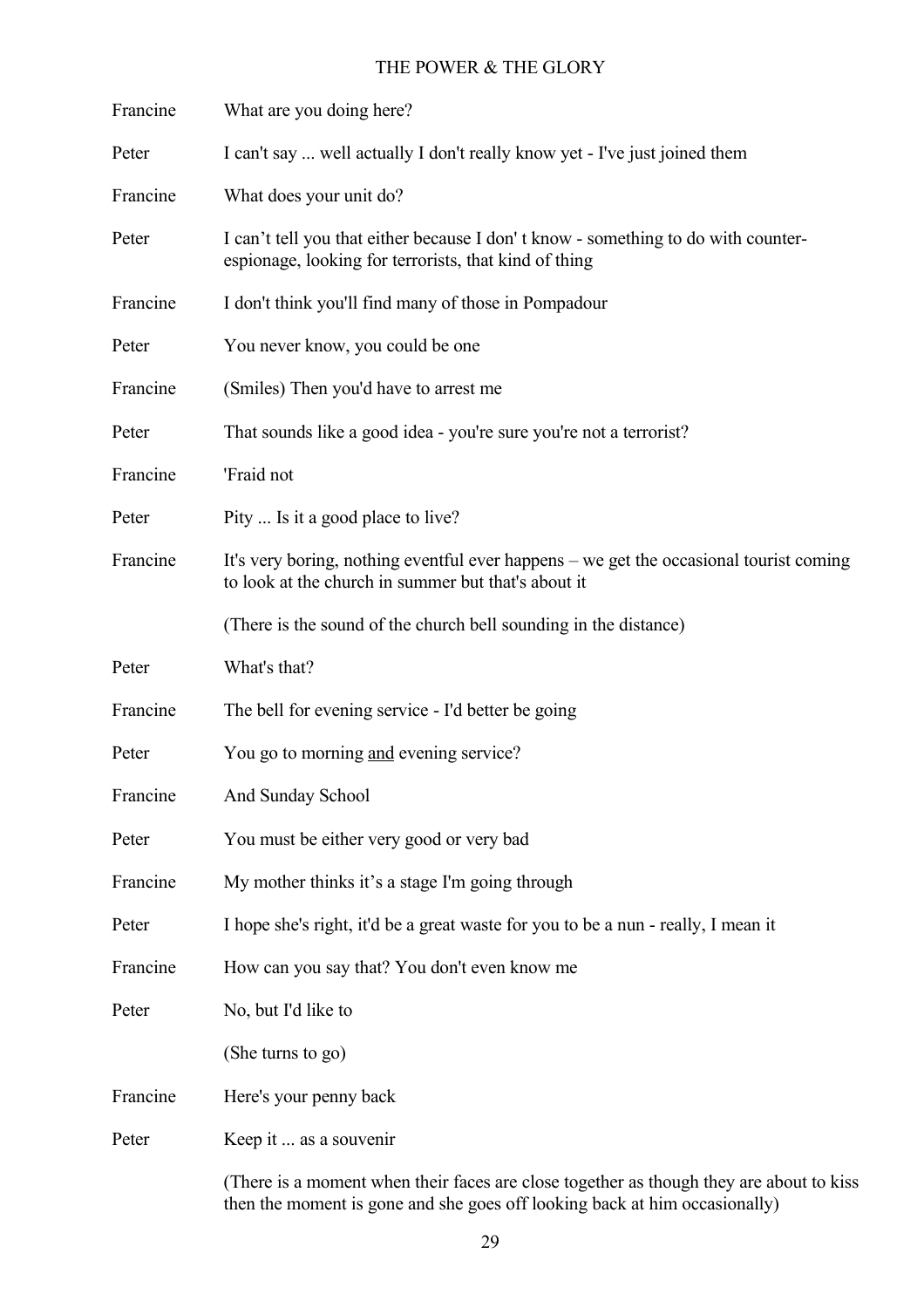| | |
|---|---|
| Francine | What are you doing here? |
| Peter | I can't say ... well actually I don't really know yet - I've just joined them |
| Francine | What does your unit do? |
| Peter | I can't tell you that either because I don' t know - something to do with counter-espionage, looking for terrorists, that kind of thing |
| Francine | I don't think you'll find many of those in Pompadour |
| Peter | You never know, you could be one |
| Francine | (Smiles) Then you'd have to arrest me |
| Peter | That sounds like a good idea - you're sure you're not a terrorist? |
| Francine | 'Fraid not |
| Peter | Pity ... Is it a good place to live? |
| Francine | It's very boring, nothing eventful ever happens – we get the occasional tourist coming to look at the church in summer but that's about it |
| | (There is the sound of the church bell sounding in the distance) |
| Peter | What's that? |
| Francine | The bell for evening service - I'd better be going |
| Peter | You go to morning <u>and</u> evening service? |
| Francine | And Sunday School |
| Peter | You must be either very good or very bad |
| Francine | My mother thinks it's a stage I'm going through |
| Peter | I hope she's right, it'd be a great waste for you to be a nun - really, I mean it |
| Francine | How can you say that? You don't even know me |
| Peter | No, but I'd like to |
| | (She turns to go) |
| Francine | Here's your penny back |
| Peter | Keep it ... as a souvenir |
| | (There is a moment when their faces are close together as though they are about to kiss then the moment is gone and she goes off looking back at him occasionally) |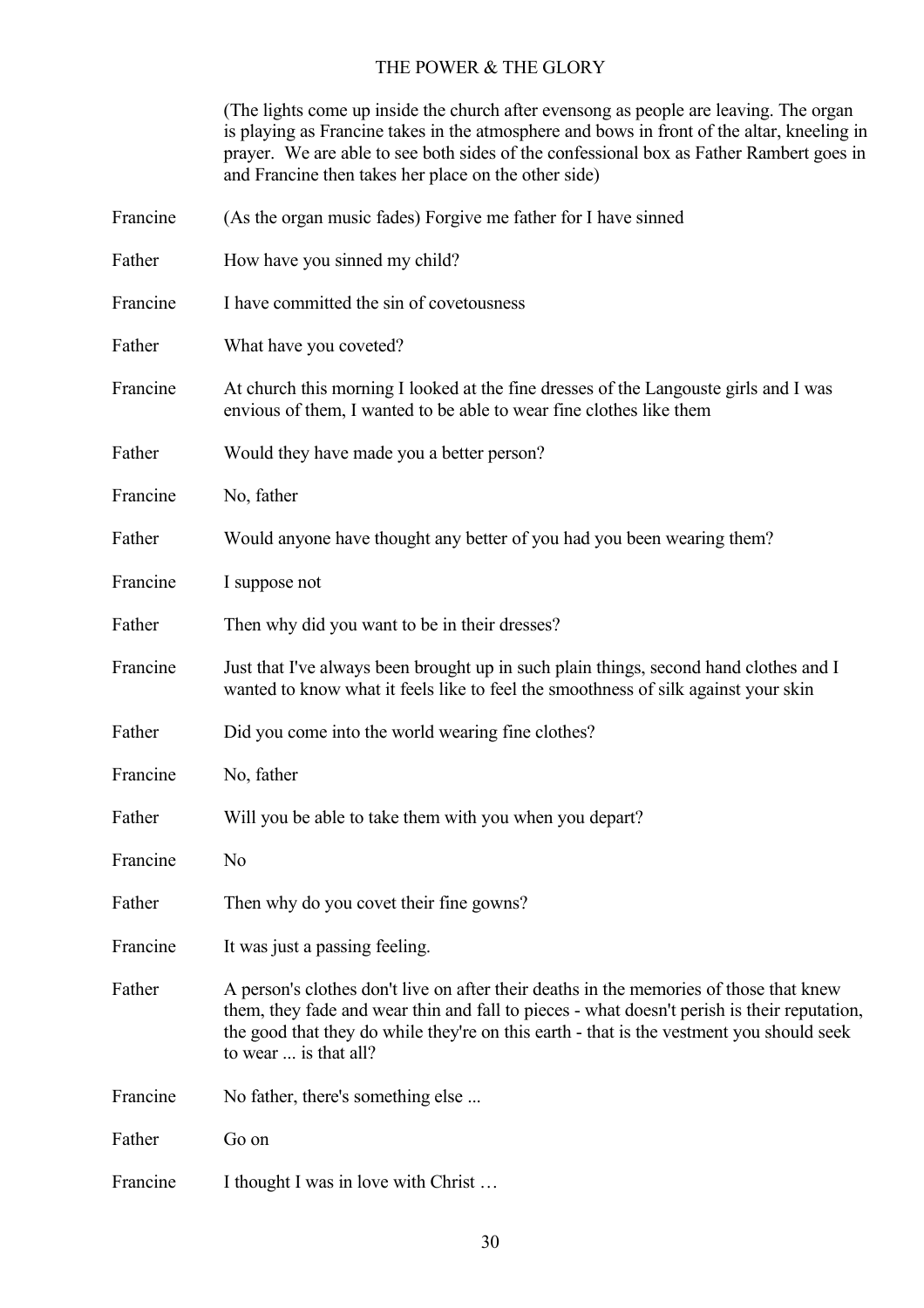(The lights come up inside the church after evensong as people are leaving. The organ is playing as Francine takes in the atmosphere and bows in front of the altar, kneeling in prayer. We are able to see both sides of the confessional box as Father Rambert goes in and Francine then takes her place on the other side)

Francine — (As the organ music fades) Forgive me father for I have sinned

Father — How have you sinned my child?

Francine — I have committed the sin of covetousness

Father — What have you coveted?

Francine — At church this morning I looked at the fine dresses of the Langouste girls and I was envious of them, I wanted to be able to wear fine clothes like them

Father — Would they have made you a better person?

Francine — No, father

Father — Would anyone have thought any better of you had you been wearing them?

Francine — I suppose not

Father — Then why did you want to be in their dresses?

Francine — Just that I've always been brought up in such plain things, second hand clothes and I wanted to know what it feels like to feel the smoothness of silk against your skin

Father — Did you come into the world wearing fine clothes?

Francine — No, father

Father — Will you be able to take them with you when you depart?

Francine — No

Father — Then why do you covet their fine gowns?

Francine — It was just a passing feeling.

Father — A person's clothes don't live on after their deaths in the memories of those that knew them, they fade and wear thin and fall to pieces - what doesn't perish is their reputation, the good that they do while they're on this earth - that is the vestment you should seek to wear ... is that all?

Francine — No father, there's something else ...

Father — Go on

Francine — I thought I was in love with Christ …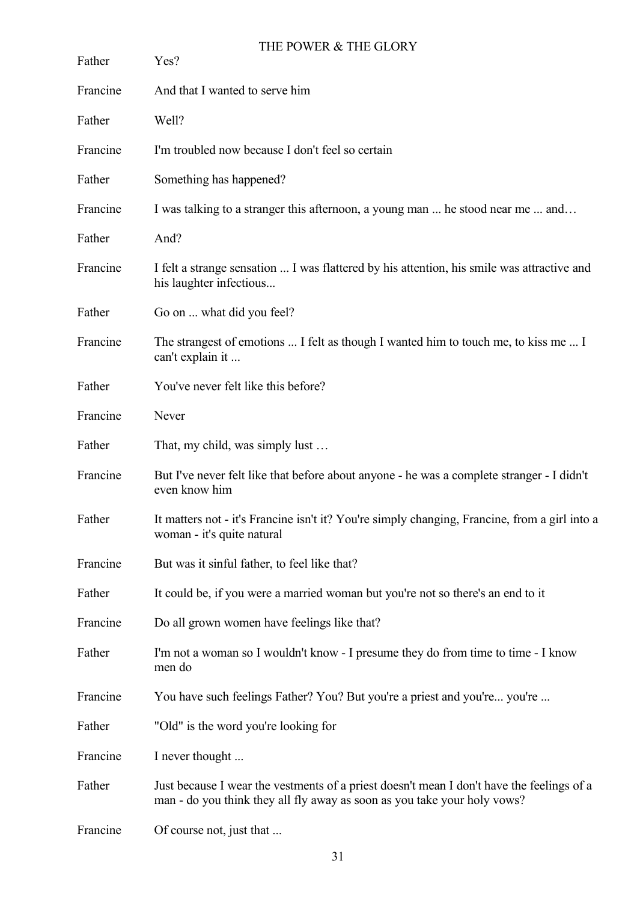| | |
|---|---|
| Father | Yes? |
| Francine | And that I wanted to serve him |
| Father | Well? |
| Francine | I'm troubled now because I don't feel so certain |
| Father | Something has happened? |
| Francine | I was talking to a stranger this afternoon, a young man ... he stood near me ... and… |
| Father | And? |
| Francine | I felt a strange sensation ... I was flattered by his attention, his smile was attractive and his laughter infectious... |
| Father | Go on ... what did you feel? |
| Francine | The strangest of emotions ... I felt as though I wanted him to touch me, to kiss me ... I can't explain it ... |
| Father | You've never felt like this before? |
| Francine | Never |
| Father | That, my child, was simply lust … |
| Francine | But I've never felt like that before about anyone - he was a complete stranger - I didn't even know him |
| Father | It matters not - it's Francine isn't it? You're simply changing, Francine, from a girl into a woman - it's quite natural |
| Francine | But was it sinful father, to feel like that? |
| Father | It could be, if you were a married woman but you're not so there's an end to it |
| Francine | Do all grown women have feelings like that? |
| Father | I'm not a woman so I wouldn't know - I presume they do from time to time - I know men do |
| Francine | You have such feelings Father? You? But you're a priest and you're... you're ... |
| Father | "Old" is the word you're looking for |
| Francine | I never thought ... |
| Father | Just because I wear the vestments of a priest doesn't mean I don't have the feelings of a man - do you think they all fly away as soon as you take your holy vows? |
| Francine | Of course not, just that ... |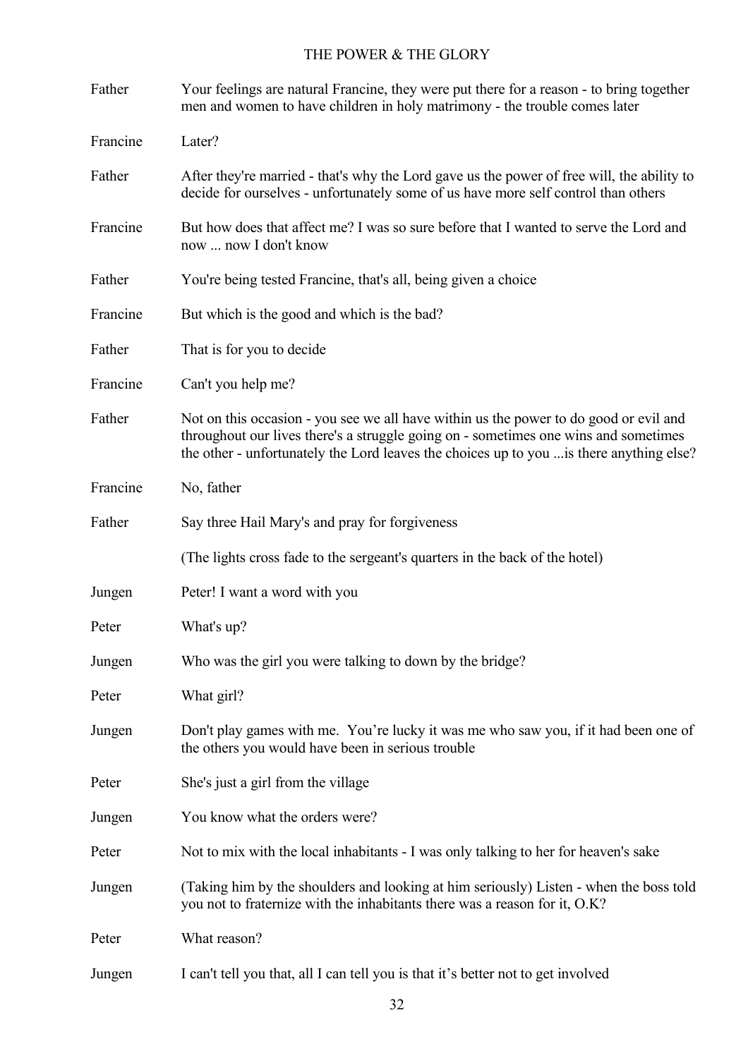Father	Your feelings are natural Francine, they were put there for a reason - to bring together men and women to have children in holy matrimony - the trouble comes later

Francine	Later?

Father	After they're married - that's why the Lord gave us the power of free will, the ability to decide for ourselves - unfortunately some of us have more self control than others

Francine	But how does that affect me? I was so sure before that I wanted to serve the Lord and now ... now I don't know

Father	You're being tested Francine, that's all, being given a choice

Francine	But which is the good and which is the bad?

Father	That is for you to decide

Francine	Can't you help me?

Father	Not on this occasion - you see we all have within us the power to do good or evil and throughout our lives there's a struggle going on - sometimes one wins and sometimes the other - unfortunately the Lord leaves the choices up to you ...is there anything else?

Francine	No, father

Father	Say three Hail Mary's and pray for forgiveness

(The lights cross fade to the sergeant's quarters in the back of the hotel)

Jungen	Peter! I want a word with you

Peter	What's up?

Jungen	Who was the girl you were talking to down by the bridge?

Peter	What girl?

Jungen	Don't play games with me.  You're lucky it was me who saw you, if it had been one of the others you would have been in serious trouble

Peter	She's just a girl from the village

Jungen	You know what the orders were?

Peter	Not to mix with the local inhabitants - I was only talking to her for heaven's sake

Jungen	(Taking him by the shoulders and looking at him seriously) Listen - when the boss told you not to fraternize with the inhabitants there was a reason for it, O.K?

Peter	What reason?

Jungen	I can't tell you that, all I can tell you is that it's better not to get involved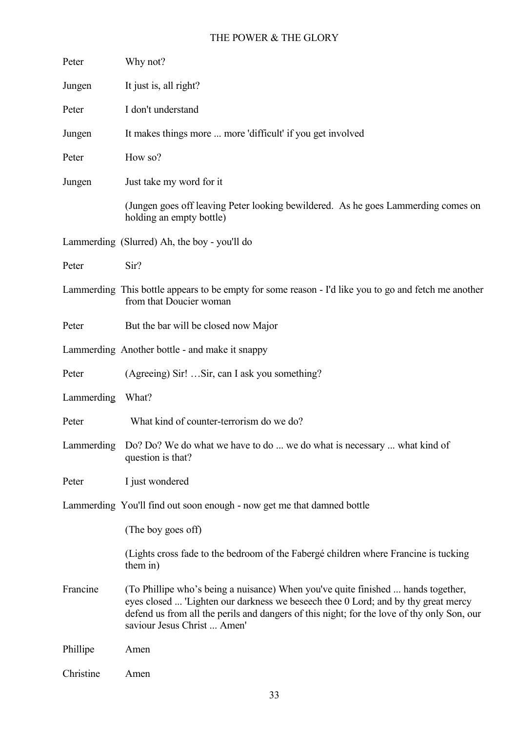Peter Why not?

Jungen It just is, all right?

Peter I don't understand

Jungen It makes things more ... more 'difficult' if you get involved

Peter How so?

Jungen Just take my word for it

(Jungen goes off leaving Peter looking bewildered. As he goes Lammerding comes on holding an empty bottle)

Lammerding (Slurred) Ah, the boy - you'll do

Peter Sir?

Lammerding This bottle appears to be empty for some reason - I'd like you to go and fetch me another from that Doucier woman

Peter But the bar will be closed now Major

Lammerding Another bottle - and make it snappy

Peter (Agreeing) Sir! …Sir, can I ask you something?

Lammerding What?

Peter What kind of counter-terrorism do we do?

Lammerding Do? Do? We do what we have to do ... we do what is necessary ... what kind of question is that?

Peter I just wondered

Lammerding You'll find out soon enough - now get me that damned bottle

(The boy goes off)

(Lights cross fade to the bedroom of the Fabergé children where Francine is tucking them in)

Francine (To Phillipe who's being a nuisance) When you've quite finished ... hands together, eyes closed ... 'Lighten our darkness we beseech thee 0 Lord; and by thy great mercy defend us from all the perils and dangers of this night; for the love of thy only Son, our saviour Jesus Christ ... Amen'

Phillipe Amen

Christine Amen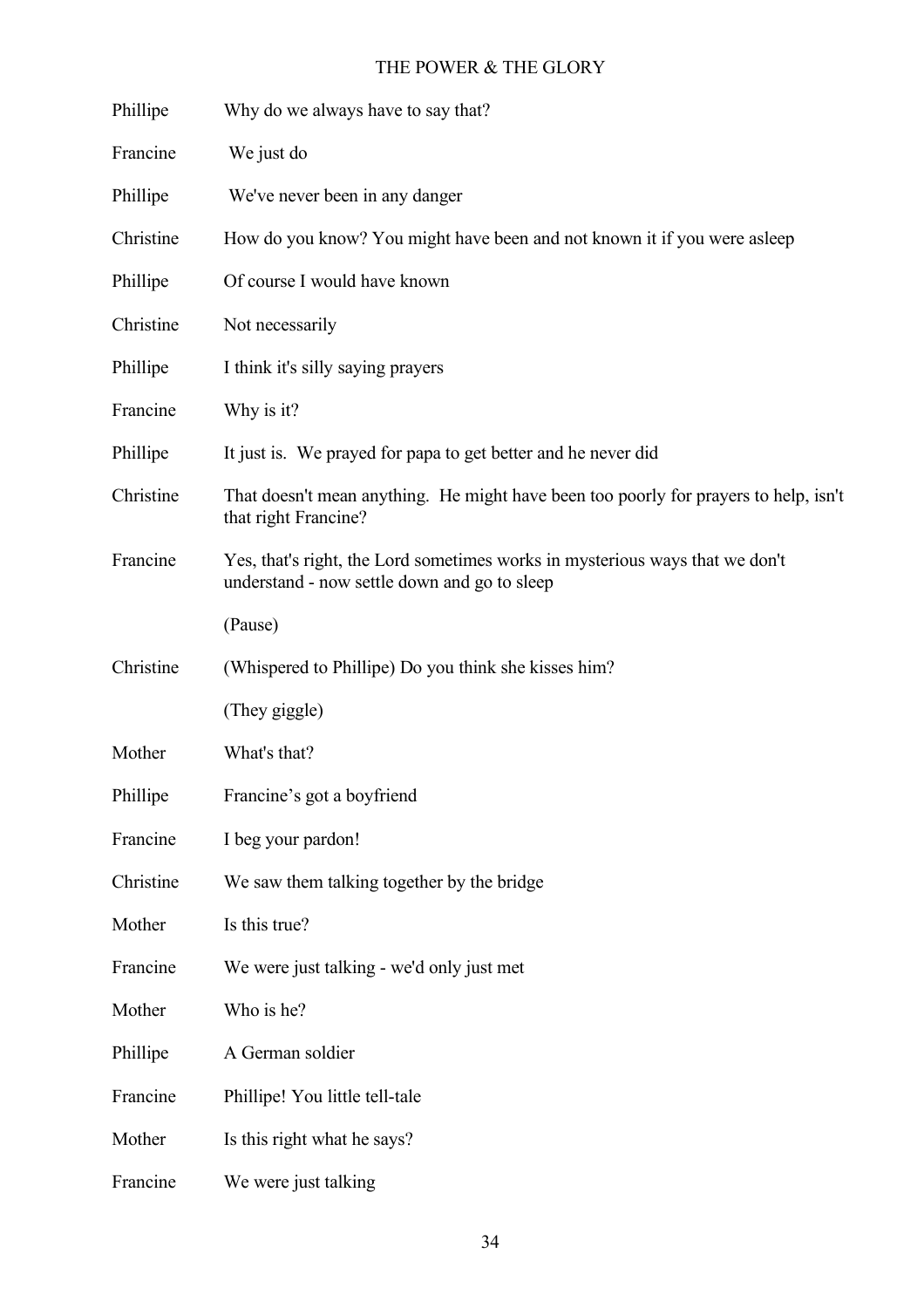| | |
|---|---|
| Phillipe | Why do we always have to say that? |
| Francine | We just do |
| Phillipe | We've never been in any danger |
| Christine | How do you know? You might have been and not known it if you were asleep |
| Phillipe | Of course I would have known |
| Christine | Not necessarily |
| Phillipe | I think it's silly saying prayers |
| Francine | Why is it? |
| Phillipe | It just is. We prayed for papa to get better and he never did |
| Christine | That doesn't mean anything. He might have been too poorly for prayers to help, isn't that right Francine? |
| Francine | Yes, that's right, the Lord sometimes works in mysterious ways that we don't understand - now settle down and go to sleep |
| | (Pause) |
| Christine | (Whispered to Phillipe) Do you think she kisses him? |
| | (They giggle) |
| Mother | What's that? |
| Phillipe | Francine's got a boyfriend |
| Francine | I beg your pardon! |
| Christine | We saw them talking together by the bridge |
| Mother | Is this true? |
| Francine | We were just talking - we'd only just met |
| Mother | Who is he? |
| Phillipe | A German soldier |
| Francine | Phillipe! You little tell-tale |
| Mother | Is this right what he says? |
| Francine | We were just talking |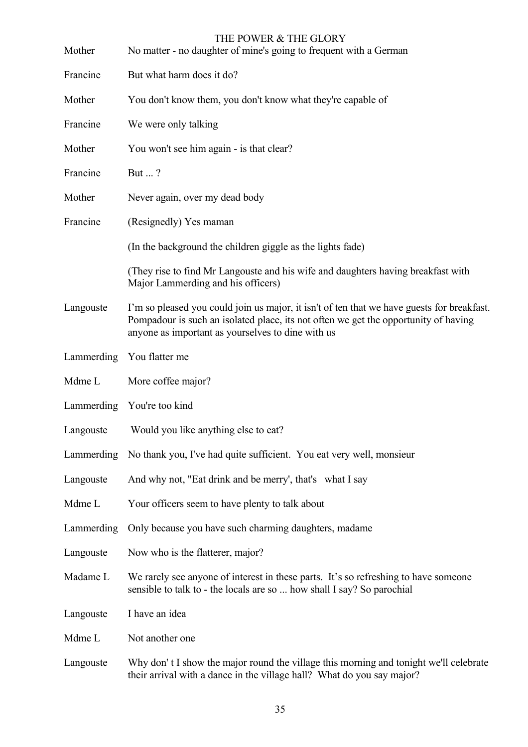| | |
|---|---|
| Mother | No matter - no daughter of mine's going to frequent with a German |
| Francine | But what harm does it do? |
| Mother | You don't know them, you don't know what they're capable of |
| Francine | We were only talking |
| Mother | You won't see him again - is that clear? |
| Francine | But ... ? |
| Mother | Never again, over my dead body |
| Francine | (Resignedly) Yes maman |
| | (In the background the children giggle as the lights fade) |
| | (They rise to find Mr Langouste and his wife and daughters having breakfast with Major Lammerding and his officers) |
| Langouste | I'm so pleased you could join us major, it isn't of ten that we have guests for breakfast. Pompadour is such an isolated place, its not often we get the opportunity of having anyone as important as yourselves to dine with us |
| Lammerding | You flatter me |
| Mdme L | More coffee major? |
| Lammerding | You're too kind |
| Langouste | Would you like anything else to eat? |
| Lammerding | No thank you, I've had quite sufficient. You eat very well, monsieur |
| Langouste | And why not, "Eat drink and be merry', that's what I say |
| Mdme L | Your officers seem to have plenty to talk about |
| Lammerding | Only because you have such charming daughters, madame |
| Langouste | Now who is the flatterer, major? |
| Madame L | We rarely see anyone of interest in these parts. It's so refreshing to have someone sensible to talk to - the locals are so ... how shall I say? So parochial |
| Langouste | I have an idea |
| Mdme L | Not another one |
| Langouste | Why don' t I show the major round the village this morning and tonight we'll celebrate their arrival with a dance in the village hall? What do you say major? |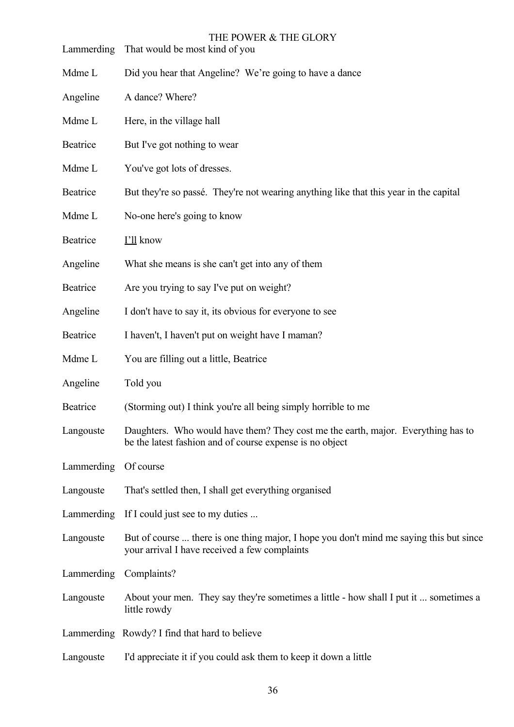Lammerding That would be most kind of you

Mdme L Did you hear that Angeline? We're going to have a dance

Angeline A dance? Where?

Mdme L Here, in the village hall

Beatrice But I've got nothing to wear

Mdme L You've got lots of dresses.

Beatrice But they're so passé. They're not wearing anything like that this year in the capital

Mdme L No-one here's going to know

Beatrice <u>I'll</u> know

Angeline What she means is she can't get into any of them

Beatrice Are you trying to say I've put on weight?

Angeline I don't have to say it, its obvious for everyone to see

Beatrice I haven't, I haven't put on weight have I maman?

Mdme L You are filling out a little, Beatrice

Angeline Told you

Beatrice (Storming out) I think you're all being simply horrible to me

Langouste Daughters. Who would have them? They cost me the earth, major. Everything has to be the latest fashion and of course expense is no object

Lammerding Of course

Langouste That's settled then, I shall get everything organised

Lammerding If I could just see to my duties ...

Langouste But of course ... there is one thing major, I hope you don't mind me saying this but since your arrival I have received a few complaints

Lammerding Complaints?

Langouste About your men. They say they're sometimes a little - how shall I put it ... sometimes a little rowdy

Lammerding Rowdy? I find that hard to believe

Langouste I'd appreciate it if you could ask them to keep it down a little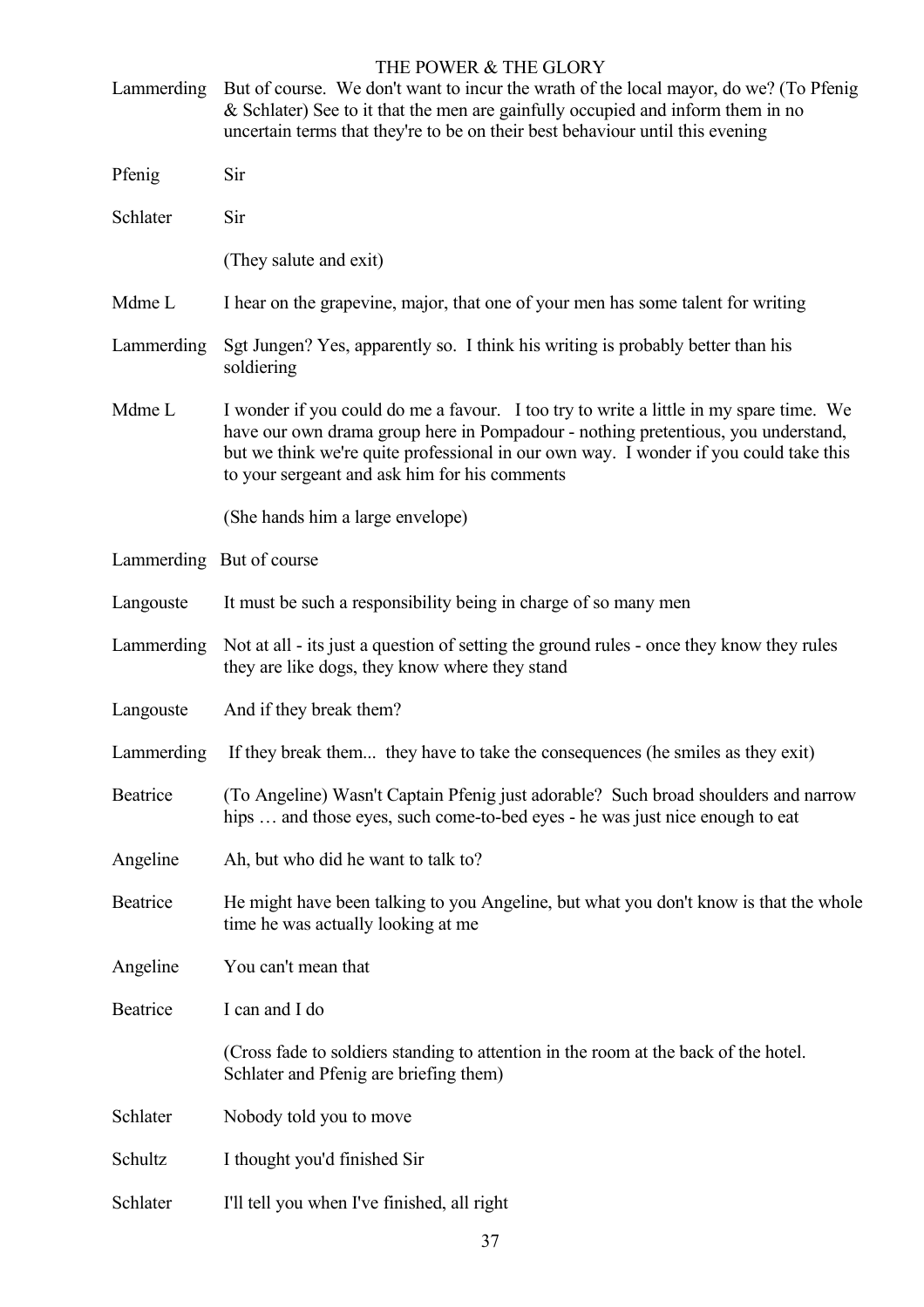Lammerding	But of course. We don't want to incur the wrath of the local mayor, do we? (To Pfenig & Schlater) See to it that the men are gainfully occupied and inform them in no uncertain terms that they're to be on their best behaviour until this evening

Pfenig	Sir

Schlater	Sir

(They salute and exit)

Mdme L	I hear on the grapevine, major, that one of your men has some talent for writing

Lammerding	Sgt Jungen? Yes, apparently so. I think his writing is probably better than his soldiering

Mdme L	I wonder if you could do me a favour. I too try to write a little in my spare time. We have our own drama group here in Pompadour - nothing pretentious, you understand, but we think we're quite professional in our own way. I wonder if you could take this to your sergeant and ask him for his comments

(She hands him a large envelope)

Lammerding	But of course

Langouste	It must be such a responsibility being in charge of so many men

Lammerding	Not at all - its just a question of setting the ground rules - once they know they rules they are like dogs, they know where they stand

Langouste	And if they break them?

Lammerding	If they break them... they have to take the consequences (he smiles as they exit)

Beatrice	(To Angeline) Wasn't Captain Pfenig just adorable? Such broad shoulders and narrow hips … and those eyes, such come-to-bed eyes - he was just nice enough to eat

Angeline	Ah, but who did he want to talk to?

Beatrice	He might have been talking to you Angeline, but what you don't know is that the whole time he was actually looking at me

Angeline	You can't mean that

Beatrice	I can and I do

(Cross fade to soldiers standing to attention in the room at the back of the hotel. Schlater and Pfenig are briefing them)

Schlater	Nobody told you to move

Schultz	I thought you'd finished Sir

Schlater	I'll tell you when I've finished, all right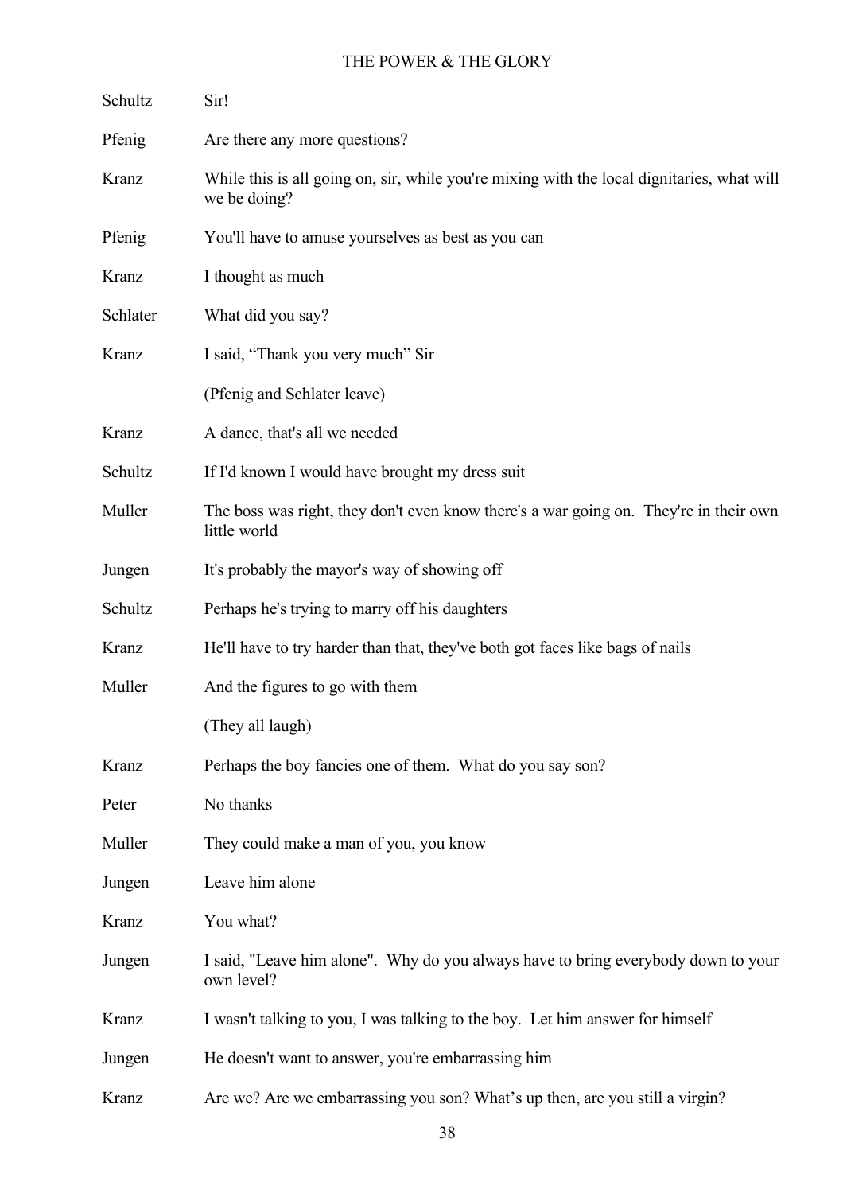| | |
|---|---|
| Schultz | Sir! |
| Pfenig | Are there any more questions? |
| Kranz | While this is all going on, sir, while you're mixing with the local dignitaries, what will we be doing? |
| Pfenig | You'll have to amuse yourselves as best as you can |
| Kranz | I thought as much |
| Schlater | What did you say? |
| Kranz | I said, "Thank you very much" Sir |
| | (Pfenig and Schlater leave) |
| Kranz | A dance, that's all we needed |
| Schultz | If I'd known I would have brought my dress suit |
| Muller | The boss was right, they don't even know there's a war going on. They're in their own little world |
| Jungen | It's probably the mayor's way of showing off |
| Schultz | Perhaps he's trying to marry off his daughters |
| Kranz | He'll have to try harder than that, they've both got faces like bags of nails |
| Muller | And the figures to go with them |
| | (They all laugh) |
| Kranz | Perhaps the boy fancies one of them. What do you say son? |
| Peter | No thanks |
| Muller | They could make a man of you, you know |
| Jungen | Leave him alone |
| Kranz | You what? |
| Jungen | I said, "Leave him alone". Why do you always have to bring everybody down to your own level? |
| Kranz | I wasn't talking to you, I was talking to the boy. Let him answer for himself |
| Jungen | He doesn't want to answer, you're embarrassing him |
| Kranz | Are we? Are we embarrassing you son? What's up then, are you still a virgin? |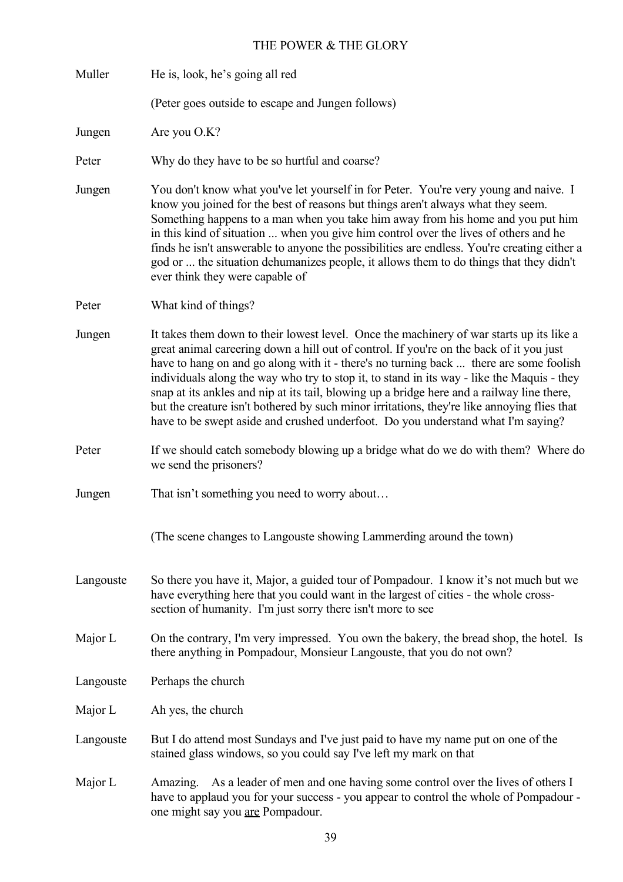Muller He is, look, he's going all red

(Peter goes outside to escape and Jungen follows)

Jungen Are you O.K?

Peter Why do they have to be so hurtful and coarse?

Jungen You don't know what you've let yourself in for Peter. You're very young and naive. I know you joined for the best of reasons but things aren't always what they seem. Something happens to a man when you take him away from his home and you put him in this kind of situation ... when you give him control over the lives of others and he finds he isn't answerable to anyone the possibilities are endless. You're creating either a god or ... the situation dehumanizes people, it allows them to do things that they didn't ever think they were capable of

Peter What kind of things?

Jungen It takes them down to their lowest level. Once the machinery of war starts up its like a great animal careering down a hill out of control. If you're on the back of it you just have to hang on and go along with it - there's no turning back ... there are some foolish individuals along the way who try to stop it, to stand in its way - like the Maquis - they snap at its ankles and nip at its tail, blowing up a bridge here and a railway line there, but the creature isn't bothered by such minor irritations, they're like annoying flies that have to be swept aside and crushed underfoot. Do you understand what I'm saying?

Peter If we should catch somebody blowing up a bridge what do we do with them? Where do we send the prisoners?

Jungen That isn't something you need to worry about…

(The scene changes to Langouste showing Lammerding around the town)

Langouste So there you have it, Major, a guided tour of Pompadour. I know it's not much but we have everything here that you could want in the largest of cities - the whole cross-section of humanity. I'm just sorry there isn't more to see

Major L On the contrary, I'm very impressed. You own the bakery, the bread shop, the hotel. Is there anything in Pompadour, Monsieur Langouste, that you do not own?

Langouste Perhaps the church

Major L Ah yes, the church

Langouste But I do attend most Sundays and I've just paid to have my name put on one of the stained glass windows, so you could say I've left my mark on that

Major L Amazing. As a leader of men and one having some control over the lives of others I have to applaud you for your success - you appear to control the whole of Pompadour - one might say you <u>are</u> Pompadour.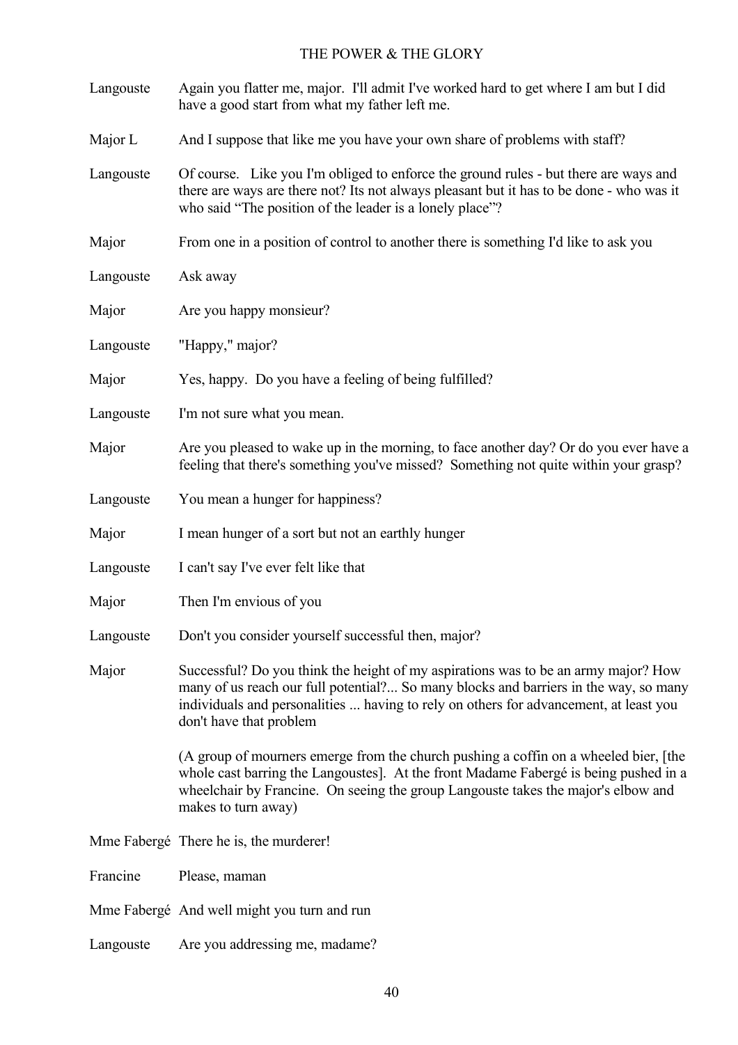Langouste Again you flatter me, major. I'll admit I've worked hard to get where I am but I did have a good start from what my father left me.

Major L And I suppose that like me you have your own share of problems with staff?

Langouste Of course. Like you I'm obliged to enforce the ground rules - but there are ways and there are ways are there not? Its not always pleasant but it has to be done - who was it who said "The position of the leader is a lonely place"?

Major From one in a position of control to another there is something I'd like to ask you

Langouste Ask away

Major Are you happy monsieur?

Langouste "Happy," major?

Major Yes, happy. Do you have a feeling of being fulfilled?

Langouste I'm not sure what you mean.

Major Are you pleased to wake up in the morning, to face another day? Or do you ever have a feeling that there's something you've missed? Something not quite within your grasp?

Langouste You mean a hunger for happiness?

Major I mean hunger of a sort but not an earthly hunger

Langouste I can't say I've ever felt like that

Major Then I'm envious of you

Langouste Don't you consider yourself successful then, major?

Major Successful? Do you think the height of my aspirations was to be an army major? How many of us reach our full potential?... So many blocks and barriers in the way, so many individuals and personalities ... having to rely on others for advancement, at least you don't have that problem

(A group of mourners emerge from the church pushing a coffin on a wheeled bier, [the whole cast barring the Langoustes]. At the front Madame Fabergé is being pushed in a wheelchair by Francine. On seeing the group Langouste takes the major's elbow and makes to turn away)

Mme Fabergé There he is, the murderer!

Francine Please, maman

Mme Fabergé And well might you turn and run

Langouste Are you addressing me, madame?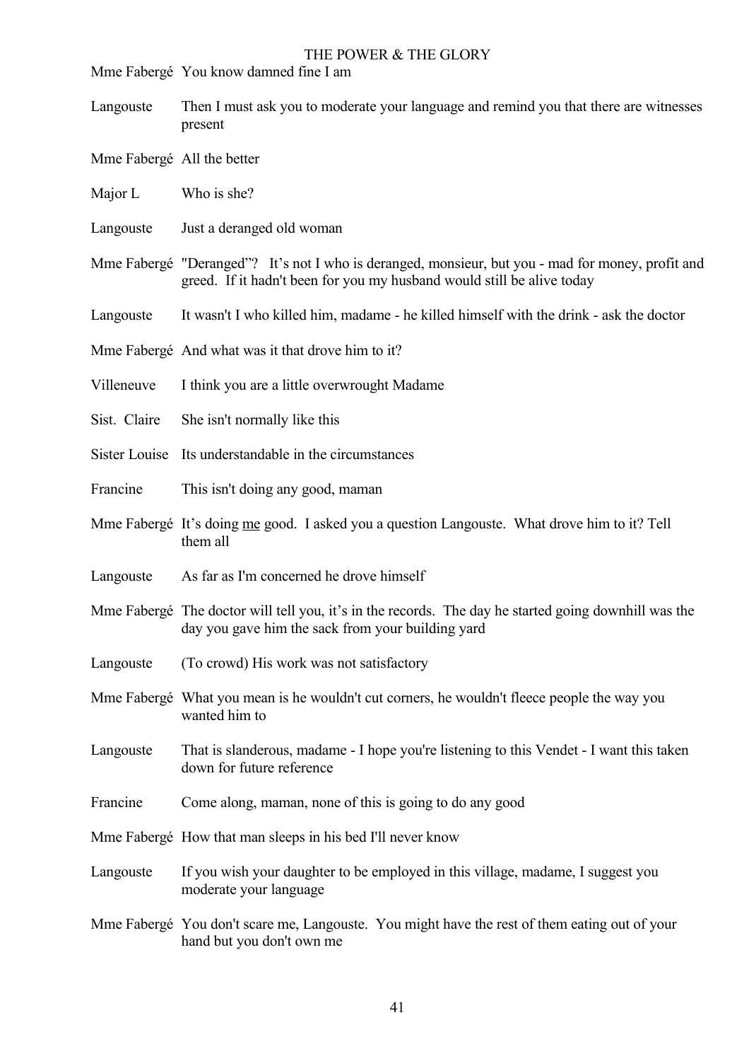Mme Fabergé You know damned fine I am

Langouste Then I must ask you to moderate your language and remind you that there are witnesses present

Mme Fabergé All the better

Major L Who is she?

Langouste Just a deranged old woman

Mme Fabergé "Deranged"? It's not I who is deranged, monsieur, but you - mad for money, profit and greed. If it hadn't been for you my husband would still be alive today

Langouste It wasn't I who killed him, madame - he killed himself with the drink - ask the doctor

Mme Fabergé And what was it that drove him to it?

Villeneuve I think you are a little overwrought Madame

Sist. Claire She isn't normally like this

Sister Louise Its understandable in the circumstances

Francine This isn't doing any good, maman

Mme Fabergé It's doing <u>me</u> good. I asked you a question Langouste. What drove him to it? Tell them all

Langouste As far as I'm concerned he drove himself

Mme Fabergé The doctor will tell you, it's in the records. The day he started going downhill was the day you gave him the sack from your building yard

Langouste (To crowd) His work was not satisfactory

Mme Fabergé What you mean is he wouldn't cut corners, he wouldn't fleece people the way you wanted him to

Langouste That is slanderous, madame - I hope you're listening to this Vendet - I want this taken down for future reference

Francine Come along, maman, none of this is going to do any good

Mme Fabergé How that man sleeps in his bed I'll never know

Langouste If you wish your daughter to be employed in this village, madame, I suggest you moderate your language

Mme Fabergé You don't scare me, Langouste. You might have the rest of them eating out of your hand but you don't own me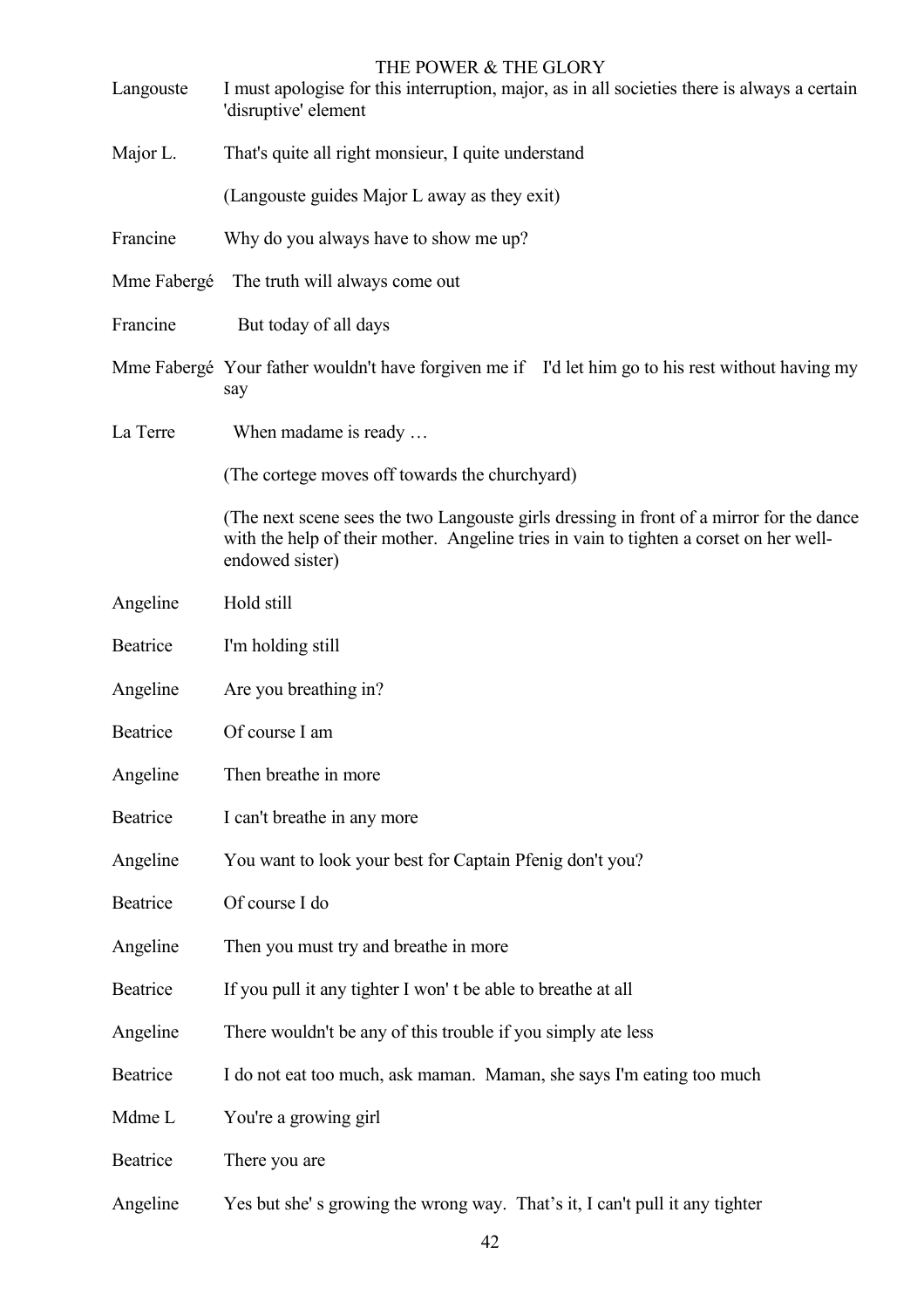Langouste	I must apologise for this interruption, major, as in all societies there is always a certain 'disruptive' element

Major L.	That's quite all right monsieur, I quite understand

(Langouste guides Major L away as they exit)

Francine	Why do you always have to show me up?

Mme Fabergé	The truth will always come out

Francine	But today of all days

Mme Fabergé	Your father wouldn't have forgiven me if I'd let him go to his rest without having my say

La Terre	When madame is ready …

(The cortege moves off towards the churchyard)

(The next scene sees the two Langouste girls dressing in front of a mirror for the dance with the help of their mother. Angeline tries in vain to tighten a corset on her well-endowed sister)

Angeline	Hold still

Beatrice	I'm holding still

Angeline	Are you breathing in?

Beatrice	Of course I am

Angeline	Then breathe in more

Beatrice	I can't breathe in any more

Angeline	You want to look your best for Captain Pfenig don't you?

Beatrice	Of course I do

Angeline	Then you must try and breathe in more

Beatrice	If you pull it any tighter I won' t be able to breathe at all

Angeline	There wouldn't be any of this trouble if you simply ate less

Beatrice	I do not eat too much, ask maman. Maman, she says I'm eating too much

Mdme L	You're a growing girl

Beatrice	There you are

Angeline	Yes but she' s growing the wrong way. That’s it, I can't pull it any tighter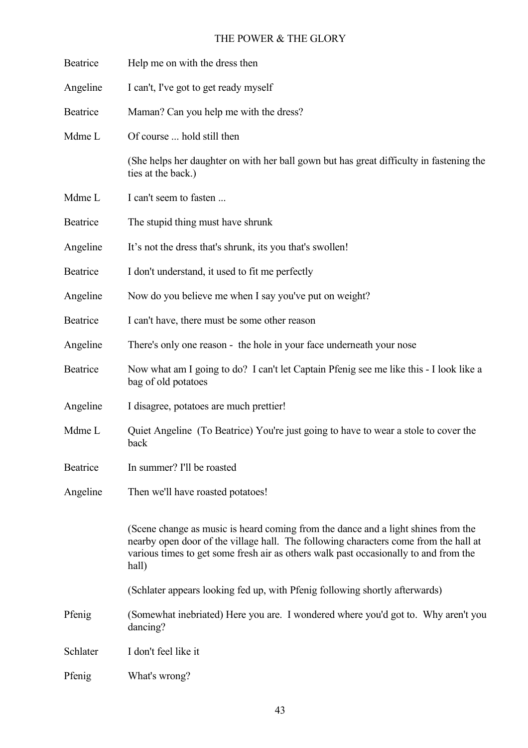| | |
|---|---|
| Beatrice | Help me on with the dress then |
| Angeline | I can't, I've got to get ready myself |
| Beatrice | Maman? Can you help me with the dress? |
| Mdme L | Of course ... hold still then |
| | (She helps her daughter on with her ball gown but has great difficulty in fastening the ties at the back.) |
| Mdme L | I can't seem to fasten ... |
| Beatrice | The stupid thing must have shrunk |
| Angeline | It's not the dress that's shrunk, its you that's swollen! |
| Beatrice | I don't understand, it used to fit me perfectly |
| Angeline | Now do you believe me when I say you've put on weight? |
| Beatrice | I can't have, there must be some other reason |
| Angeline | There's only one reason - the hole in your face underneath your nose |
| Beatrice | Now what am I going to do? I can't let Captain Pfenig see me like this - I look like a bag of old potatoes |
| Angeline | I disagree, potatoes are much prettier! |
| Mdme L | Quiet Angeline (To Beatrice) You're just going to have to wear a stole to cover the back |
| Beatrice | In summer? I'll be roasted |
| Angeline | Then we'll have roasted potatoes! |
| | (Scene change as music is heard coming from the dance and a light shines from the nearby open door of the village hall. The following characters come from the hall at various times to get some fresh air as others walk past occasionally to and from the hall) |
| | (Schlater appears looking fed up, with Pfenig following shortly afterwards) |
| Pfenig | (Somewhat inebriated) Here you are. I wondered where you'd got to. Why aren't you dancing? |
| Schlater | I don't feel like it |
| Pfenig | What's wrong? |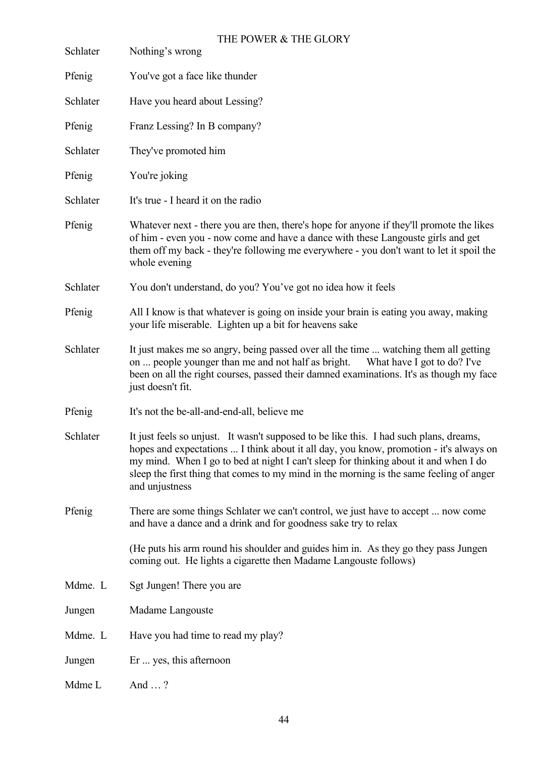Schlater		Nothing's wrong

Pfenig		You've got a face like thunder

Schlater		Have you heard about Lessing?

Pfenig		Franz Lessing? In B company?

Schlater		They've promoted him

Pfenig		You're joking

Schlater		It's true - I heard it on the radio

Pfenig		Whatever next - there you are then, there's hope for anyone if they'll promote the likes of him - even you - now come and have a dance with these Langouste girls and get them off my back - they're following me everywhere - you don't want to let it spoil the whole evening

Schlater		You don't understand, do you? You've got no idea how it feels

Pfenig		All I know is that whatever is going on inside your brain is eating you away, making your life miserable. Lighten up a bit for heavens sake

Schlater		It just makes me so angry, being passed over all the time ... watching them all getting on ... people younger than me and not half as bright. What have I got to do? I've been on all the right courses, passed their damned examinations. It's as though my face just doesn't fit.

Pfenig		It's not the be-all-and-end-all, believe me

Schlater		It just feels so unjust. It wasn't supposed to be like this. I had such plans, dreams, hopes and expectations ... I think about it all day, you know, promotion - it's always on my mind. When I go to bed at night I can't sleep for thinking about it and when I do sleep the first thing that comes to my mind in the morning is the same feeling of anger and unjustness

Pfenig		There are some things Schlater we can't control, we just have to accept ... now come and have a dance and a drink and for goodness sake try to relax

(He puts his arm round his shoulder and guides him in. As they go they pass Jungen coming out. He lights a cigarette then Madame Langouste follows)

Mdme. L		Sgt Jungen! There you are

Jungen		Madame Langouste

Mdme. L		Have you had time to read my play?

Jungen		Er ... yes, this afternoon

Mdme L		And … ?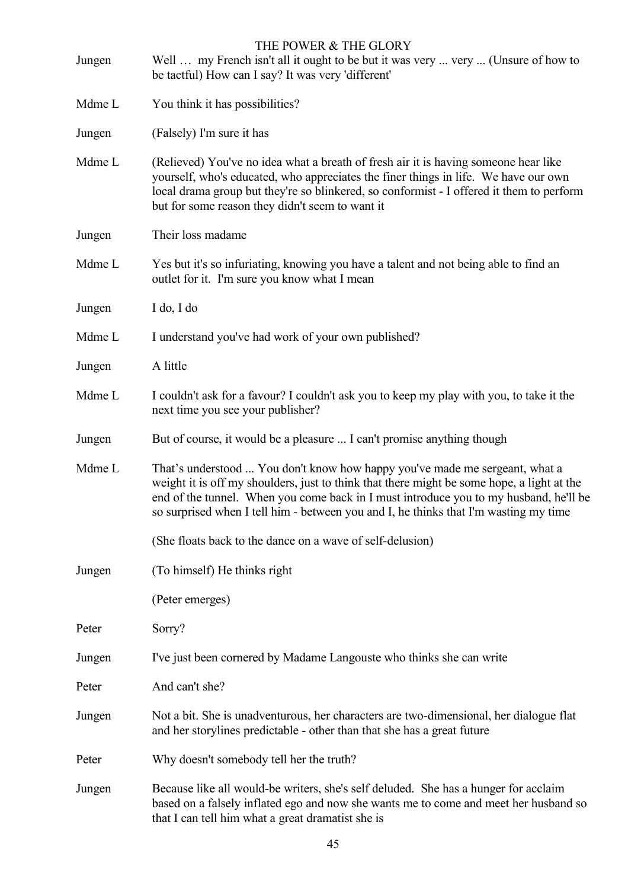Jungen		Well … my French isn't all it ought to be but it was very ... very ... (Unsure of how to be tactful) How can I say? It was very 'different'

Mdme L		You think it has possibilities?

Jungen		(Falsely) I'm sure it has

Mdme L		(Relieved) You've no idea what a breath of fresh air it is having someone hear like yourself, who's educated, who appreciates the finer things in life. We have our own local drama group but they're so blinkered, so conformist - I offered it them to perform but for some reason they didn't seem to want it

Jungen		Their loss madame

Mdme L		Yes but it's so infuriating, knowing you have a talent and not being able to find an outlet for it. I'm sure you know what I mean

Jungen		I do, I do

Mdme L		I understand you've had work of your own published?

Jungen		A little

Mdme L		I couldn't ask for a favour? I couldn't ask you to keep my play with you, to take it the next time you see your publisher?

Jungen		But of course, it would be a pleasure ... I can't promise anything though

Mdme L		That's understood ... You don't know how happy you've made me sergeant, what a weight it is off my shoulders, just to think that there might be some hope, a light at the end of the tunnel. When you come back in I must introduce you to my husband, he'll be so surprised when I tell him - between you and I, he thinks that I'm wasting my time

(She floats back to the dance on a wave of self-delusion)

Jungen		(To himself) He thinks right

(Peter emerges)

Peter		Sorry?

Jungen		I've just been cornered by Madame Langouste who thinks she can write

Peter		And can't she?

Jungen		Not a bit. She is unadventurous, her characters are two-dimensional, her dialogue flat and her storylines predictable - other than that she has a great future

Peter		Why doesn't somebody tell her the truth?

Jungen		Because like all would-be writers, she's self deluded. She has a hunger for acclaim based on a falsely inflated ego and now she wants me to come and meet her husband so that I can tell him what a great dramatist she is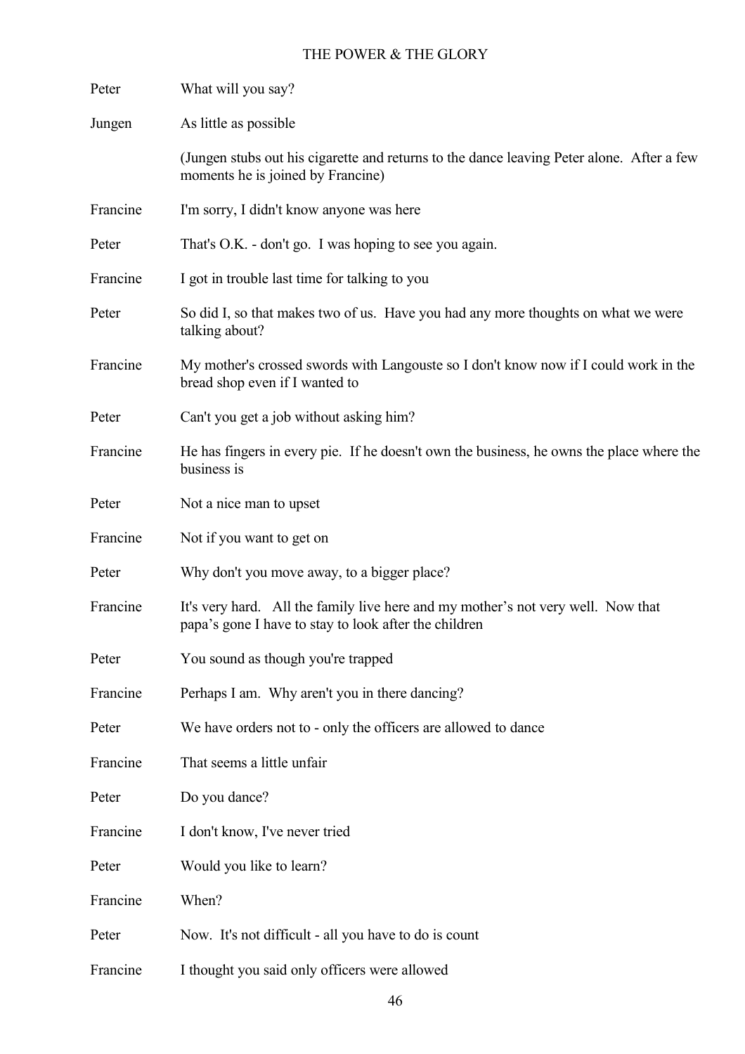| | |
|---|---|
| Peter | What will you say? |
| Jungen | As little as possible |
| | (Jungen stubs out his cigarette and returns to the dance leaving Peter alone. After a few moments he is joined by Francine) |
| Francine | I'm sorry, I didn't know anyone was here |
| Peter | That's O.K. - don't go. I was hoping to see you again. |
| Francine | I got in trouble last time for talking to you |
| Peter | So did I, so that makes two of us. Have you had any more thoughts on what we were talking about? |
| Francine | My mother's crossed swords with Langouste so I don't know now if I could work in the bread shop even if I wanted to |
| Peter | Can't you get a job without asking him? |
| Francine | He has fingers in every pie. If he doesn't own the business, he owns the place where the business is |
| Peter | Not a nice man to upset |
| Francine | Not if you want to get on |
| Peter | Why don't you move away, to a bigger place? |
| Francine | It's very hard. All the family live here and my mother's not very well. Now that papa's gone I have to stay to look after the children |
| Peter | You sound as though you're trapped |
| Francine | Perhaps I am. Why aren't you in there dancing? |
| Peter | We have orders not to - only the officers are allowed to dance |
| Francine | That seems a little unfair |
| Peter | Do you dance? |
| Francine | I don't know, I've never tried |
| Peter | Would you like to learn? |
| Francine | When? |
| Peter | Now. It's not difficult - all you have to do is count |
| Francine | I thought you said only officers were allowed |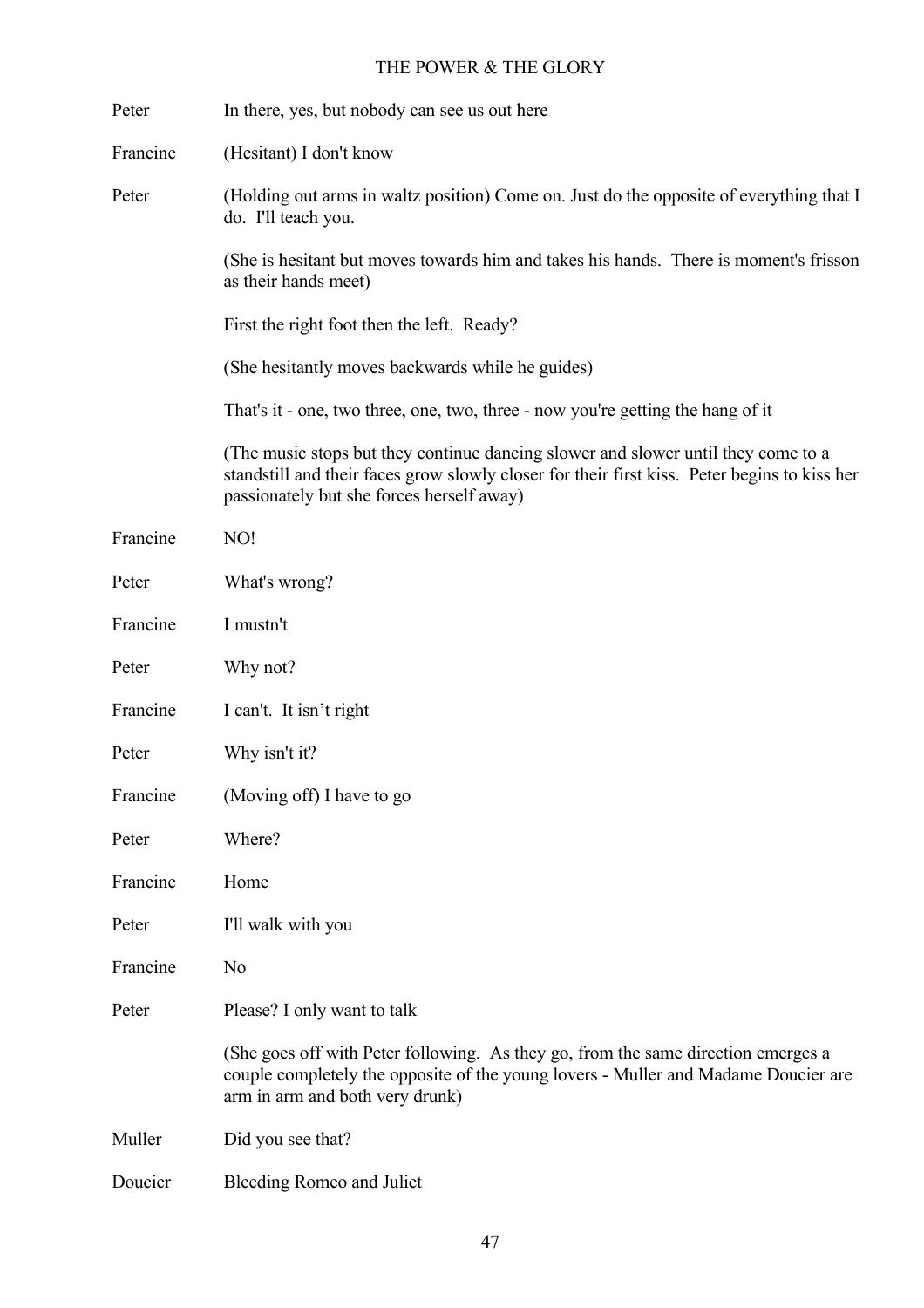**Peter** In there, yes, but nobody can see us out here

**Francine** (Hesitant) I don't know

**Peter** (Holding out arms in waltz position) Come on. Just do the opposite of everything that I do. I'll teach you.

(She is hesitant but moves towards him and takes his hands. There is moment's frisson as their hands meet)

First the right foot then the left. Ready?

(She hesitantly moves backwards while he guides)

That's it - one, two three, one, two, three - now you're getting the hang of it

(The music stops but they continue dancing slower and slower until they come to a standstill and their faces grow slowly closer for their first kiss. Peter begins to kiss her passionately but she forces herself away)

**Francine** NO!

**Peter** What's wrong?

**Francine** I mustn't

**Peter** Why not?

**Francine** I can't. It isn't right

**Peter** Why isn't it?

**Francine** (Moving off) I have to go

**Peter** Where?

**Francine** Home

**Peter** I'll walk with you

**Francine** No

**Peter** Please? I only want to talk

(She goes off with Peter following. As they go, from the same direction emerges a couple completely the opposite of the young lovers - Muller and Madame Doucier are arm in arm and both very drunk)

**Muller** Did you see that?

**Doucier** Bleeding Romeo and Juliet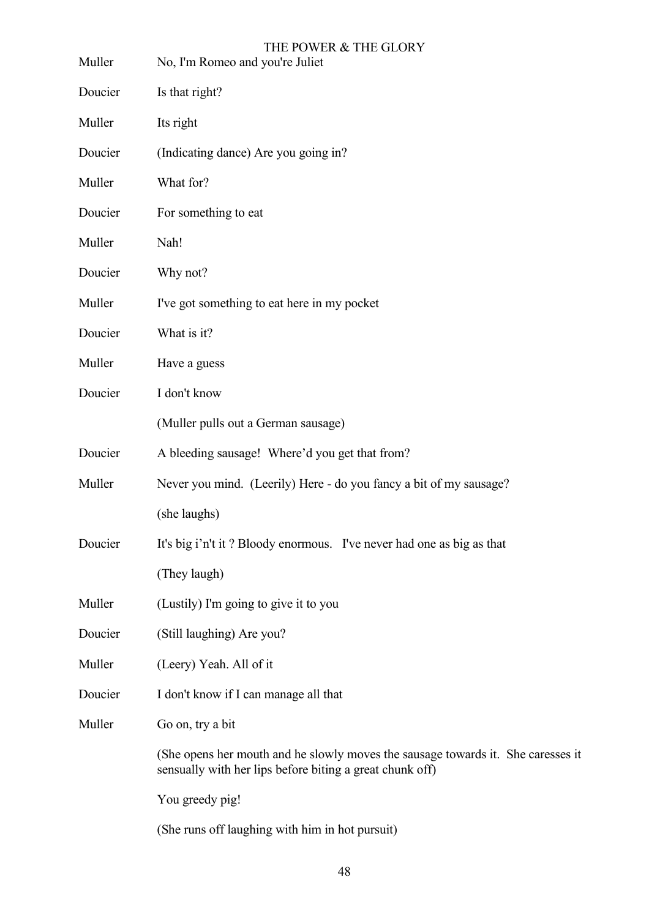Muller	No, I'm Romeo and you're Juliet

Doucier	Is that right?

Muller	Its right

Doucier	(Indicating dance) Are you going in?

Muller	What for?

Doucier	For something to eat

Muller	Nah!

Doucier	Why not?

Muller	I've got something to eat here in my pocket

Doucier	What is it?

Muller	Have a guess

Doucier	I don't know

(Muller pulls out a German sausage)

Doucier	A bleeding sausage!  Where'd you get that from?

Muller	Never you mind.  (Leerily) Here - do you fancy a bit of my sausage?

(she laughs)

Doucier	It's big i'n't it ? Bloody enormous.   I've never had one as big as that

(They laugh)

Muller	(Lustily) I'm going to give it to you

Doucier	(Still laughing) Are you?

Muller	(Leery) Yeah. All of it

Doucier	I don't know if I can manage all that

Muller	Go on, try a bit

(She opens her mouth and he slowly moves the sausage towards it.  She caresses it sensually with her lips before biting a great chunk off)

You greedy pig!

(She runs off laughing with him in hot pursuit)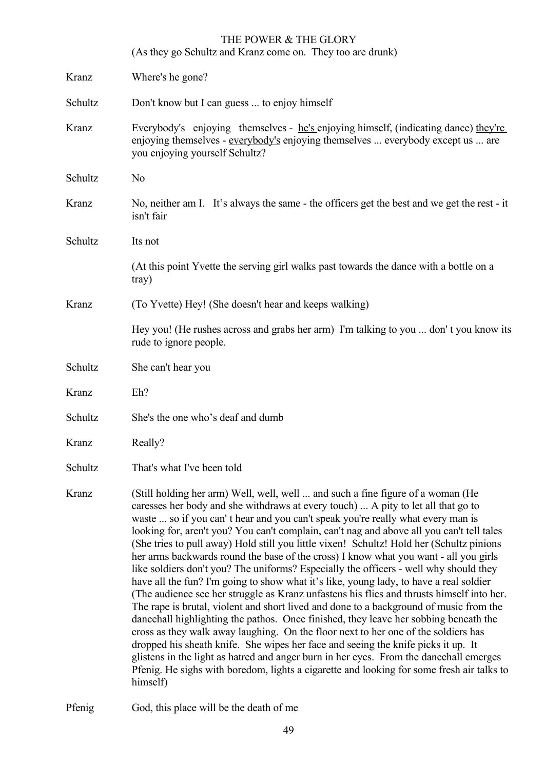(As they go Schultz and Kranz come on. They too are drunk)

Kranz	Where's he gone?

Schultz	Don't know but I can guess ... to enjoy himself

Kranz	Everybody's enjoying themselves - <u>he's</u> enjoying himself, (indicating dance) <u>they're</u> enjoying themselves - <u>everybody's</u> enjoying themselves ... everybody except us ... are you enjoying yourself Schultz?

Schultz	No

Kranz	No, neither am I. It's always the same - the officers get the best and we get the rest - it isn't fair

Schultz	Its not

(At this point Yvette the serving girl walks past towards the dance with a bottle on a tray)

Kranz	(To Yvette) Hey! (She doesn't hear and keeps walking)

Hey you! (He rushes across and grabs her arm) I'm talking to you ... don' t you know its rude to ignore people.

Schultz	She can't hear you

Kranz	Eh?

Schultz	She's the one who's deaf and dumb

Kranz	Really?

Schultz	That's what I've been told

Kranz	(Still holding her arm) Well, well, well ... and such a fine figure of a woman (He caresses her body and she withdraws at every touch) ... A pity to let all that go to waste ... so if you can' t hear and you can't speak you're really what every man is looking for, aren't you? You can't complain, can't nag and above all you can't tell tales (She tries to pull away) Hold still you little vixen! Schultz! Hold her (Schultz pinions her arms backwards round the base of the cross) I know what you want - all you girls like soldiers don't you? The uniforms? Especially the officers - well why should they have all the fun? I'm going to show what it's like, young lady, to have a real soldier (The audience see her struggle as Kranz unfastens his flies and thrusts himself into her. The rape is brutal, violent and short lived and done to a background of music from the dancehall highlighting the pathos. Once finished, they leave her sobbing beneath the cross as they walk away laughing. On the floor next to her one of the soldiers has dropped his sheath knife. She wipes her face and seeing the knife picks it up. It glistens in the light as hatred and anger burn in her eyes. From the dancehall emerges Pfenig. He sighs with boredom, lights a cigarette and looking for some fresh air talks to himself)

Pfenig	God, this place will be the death of me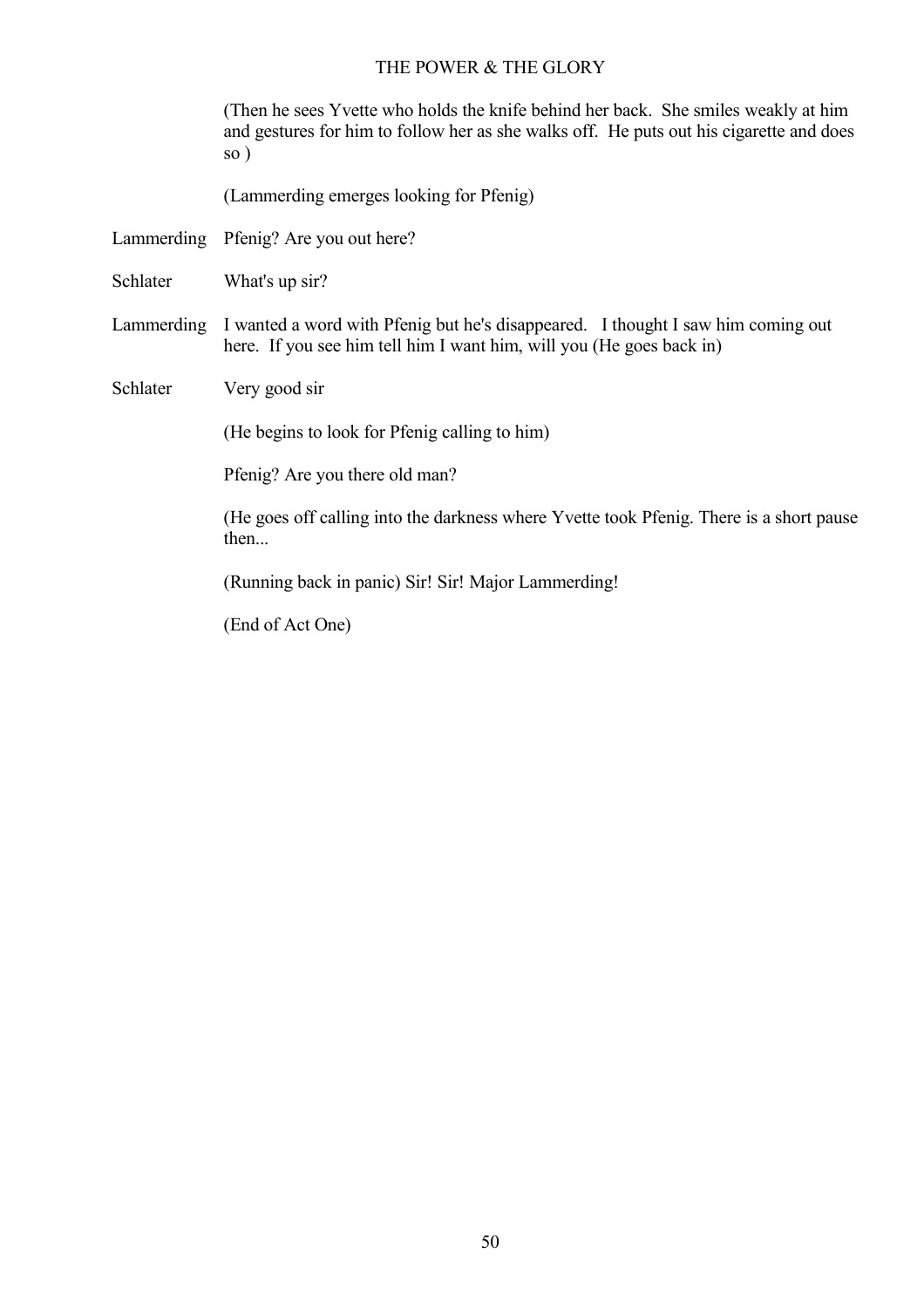(Then he sees Yvette who holds the knife behind her back. She smiles weakly at him and gestures for him to follow her as she walks off. He puts out his cigarette and does so )

(Lammerding emerges looking for Pfenig)

Lammerding Pfenig? Are you out here?

Schlater What's up sir?

Lammerding I wanted a word with Pfenig but he's disappeared. I thought I saw him coming out here. If you see him tell him I want him, will you (He goes back in)

Schlater Very good sir

(He begins to look for Pfenig calling to him)

Pfenig? Are you there old man?

(He goes off calling into the darkness where Yvette took Pfenig. There is a short pause then...

(Running back in panic) Sir! Sir! Major Lammerding!

(End of Act One)